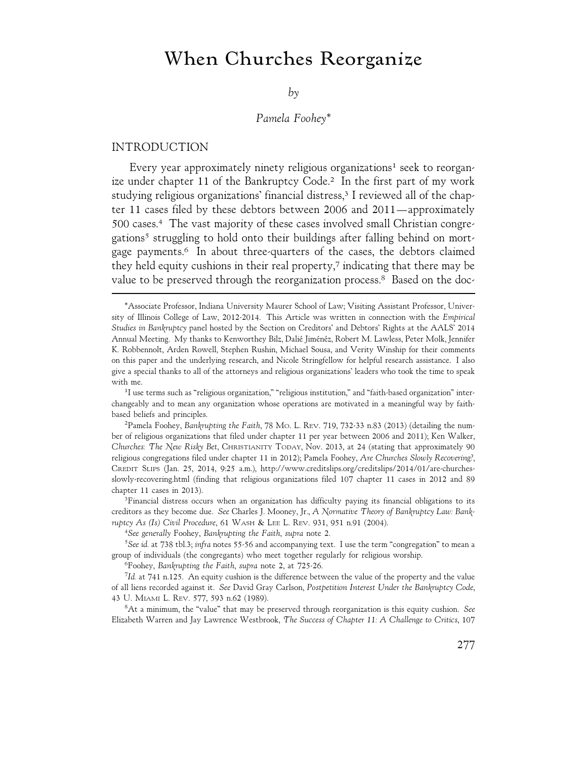# When Churches Reorganize

*by*

*Pamela Foohey*\*

## INTRODUCTION

Every year approximately ninety religious organizations[1] seek to reorganize under chapter 11 of the Bankruptcy Code.[2] In the first part of my work studying religious organizations' financial distress,[3] I reviewed all of the chapter 11 cases filed by these debtors between 2006 and 2011—approximately 500 cases.[4] The vast majority of these cases involved small Christian congregations[5] struggling to hold onto their buildings after falling behind on mortgage payments.[6] In about three-quarters of the cases, the debtors claimed they held equity cushions in their real property,[7] indicating that there may be value to be preserved through the reorganization process.[8] Based on the doc-

---

\*Associate Professor, Indiana University Maurer School of Law; Visiting Assistant Professor, University of Illinois College of Law, 2012-2014. This Article was written in connection with the *Empirical Studies in Bankruptcy* panel hosted by the Section on Creditors' and Debtors' Rights at the AALS' 2014 Annual Meeting. My thanks to Kenworthey Bilz, Dalié Jiménéz, Robert M. Lawless, Peter Molk, Jennifer K. Robbennolt, Arden Rowell, Stephen Rushin, Michael Sousa, and Verity Winship for their comments on this paper and the underlying research, and Nicole Stringfellow for helpful research assistance. I also give a special thanks to all of the attorneys and religious organizations' leaders who took the time to speak with me.

[1]I use terms such as "religious organization," "religious institution," and "faith-based organization" interchangeably and to mean any organization whose operations are motivated in a meaningful way by faith-based beliefs and principles.

[2]Pamela Foohey, *Bankrupting the Faith*, 78 Mo. L. Rev. 719, 732-33 n.83 (2013) (detailing the number of religious organizations that filed under chapter 11 per year between 2006 and 2011); Ken Walker, *Churches: The New Risky Bet*, Christianity Today, Nov. 2013, at 24 (stating that approximately 90 religious congregations filed under chapter 11 in 2012); Pamela Foohey, *Are Churches Slowly Recovering?*, Credit Slips (Jan. 25, 2014, 9:25 a.m.), http://www.creditslips.org/creditslips/2014/01/are-churches-slowly-recovering.html (finding that religious organizations filed 107 chapter 11 cases in 2012 and 89 chapter 11 cases in 2013).

[3]Financial distress occurs when an organization has difficulty paying its financial obligations to its creditors as they become due. *See* Charles J. Mooney, Jr., *A Normative Theory of Bankruptcy Law: Bankruptcy As (Is) Civil Procedure*, 61 Wash & Lee L. Rev. 931, 951 n.91 (2004).

[4]*See generally* Foohey, *Bankrupting the Faith*, *supra* note 2.

[5]*See id.* at 738 tbl.3; *infra* notes 55-56 and accompanying text. I use the term "congregation" to mean a group of individuals (the congregants) who meet together regularly for religious worship.

[6]Foohey, *Bankrupting the Faith*, *supra* note 2, at 725-26.

[7]*Id.* at 741 n.125. An equity cushion is the difference between the value of the property and the value of all liens recorded against it. *See* David Gray Carlson, *Postpetition Interest Under the Bankruptcy Code*, 43 U. Miami L. Rev. 577, 593 n.62 (1989).

[8]At a minimum, the "value" that may be preserved through reorganization is this equity cushion. *See* Elizabeth Warren and Jay Lawrence Westbrook, *The Success of Chapter 11: A Challenge to Critics*, 107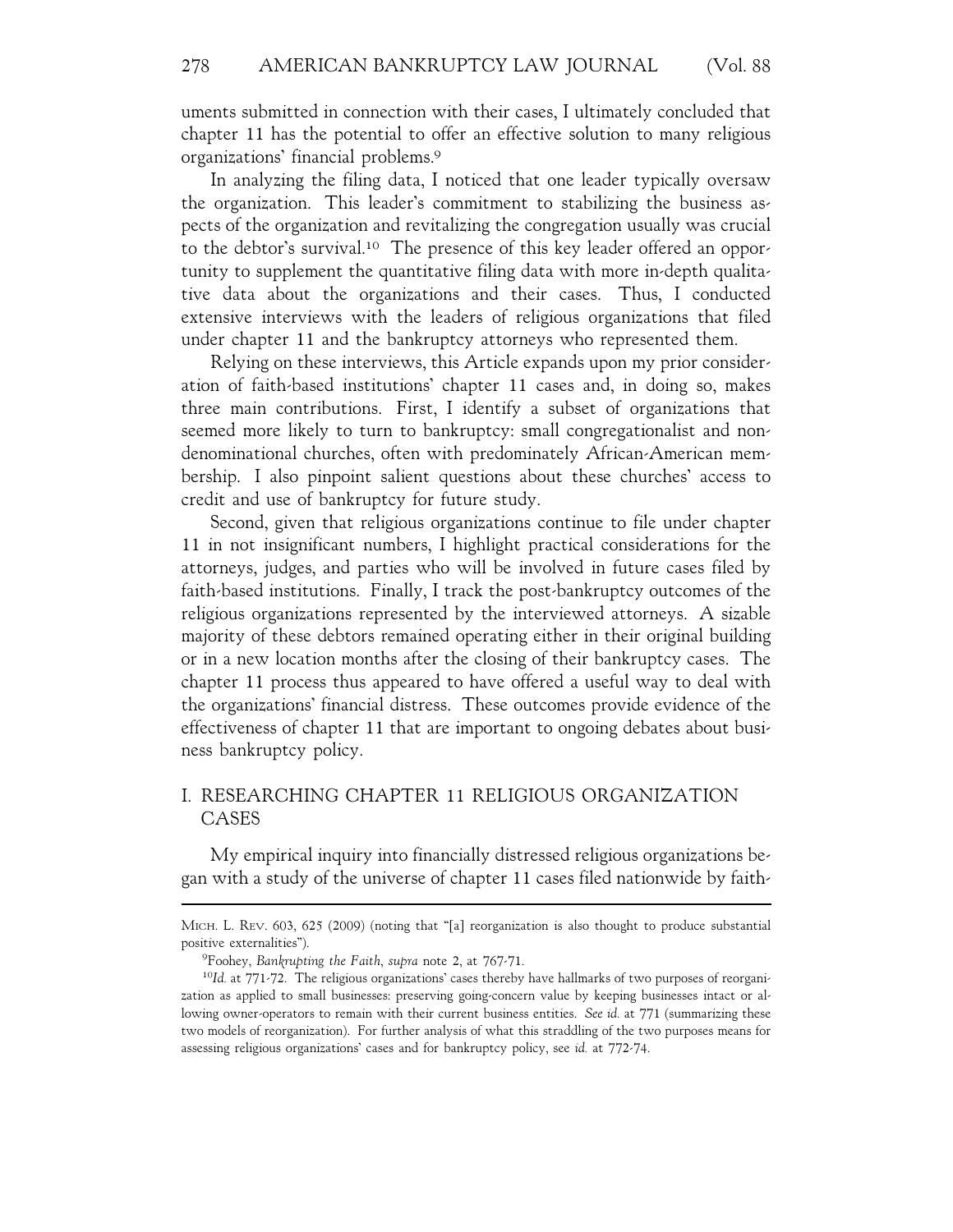uments submitted in connection with their cases, I ultimately concluded that chapter 11 has the potential to offer an effective solution to many religious organizations' financial problems.[9]

In analyzing the filing data, I noticed that one leader typically oversaw the organization. This leader's commitment to stabilizing the business aspects of the organization and revitalizing the congregation usually was crucial to the debtor's survival.[10] The presence of this key leader offered an opportunity to supplement the quantitative filing data with more in-depth qualitative data about the organizations and their cases. Thus, I conducted extensive interviews with the leaders of religious organizations that filed under chapter 11 and the bankruptcy attorneys who represented them.

Relying on these interviews, this Article expands upon my prior consideration of faith-based institutions' chapter 11 cases and, in doing so, makes three main contributions. First, I identify a subset of organizations that seemed more likely to turn to bankruptcy: small congregationalist and non-denominational churches, often with predominately African-American membership. I also pinpoint salient questions about these churches' access to credit and use of bankruptcy for future study.

Second, given that religious organizations continue to file under chapter 11 in not insignificant numbers, I highlight practical considerations for the attorneys, judges, and parties who will be involved in future cases filed by faith-based institutions. Finally, I track the post-bankruptcy outcomes of the religious organizations represented by the interviewed attorneys. A sizable majority of these debtors remained operating either in their original building or in a new location months after the closing of their bankruptcy cases. The chapter 11 process thus appeared to have offered a useful way to deal with the organizations' financial distress. These outcomes provide evidence of the effectiveness of chapter 11 that are important to ongoing debates about business bankruptcy policy.

## I. RESEARCHING CHAPTER 11 RELIGIOUS ORGANIZATION CASES

My empirical inquiry into financially distressed religious organizations began with a study of the universe of chapter 11 cases filed nationwide by faith-

---

MICH. L. REV. 603, 625 (2009) (noting that "[a] reorganization is also thought to produce substantial positive externalities").

[9] Foohey, *Bankrupting the Faith*, *supra* note 2, at 767-71.

[10] *Id.* at 771-72. The religious organizations' cases thereby have hallmarks of two purposes of reorganization as applied to small businesses: preserving going-concern value by keeping businesses intact or allowing owner-operators to remain with their current business entities. *See id.* at 771 (summarizing these two models of reorganization). For further analysis of what this straddling of the two purposes means for assessing religious organizations' cases and for bankruptcy policy, see *id.* at 772-74.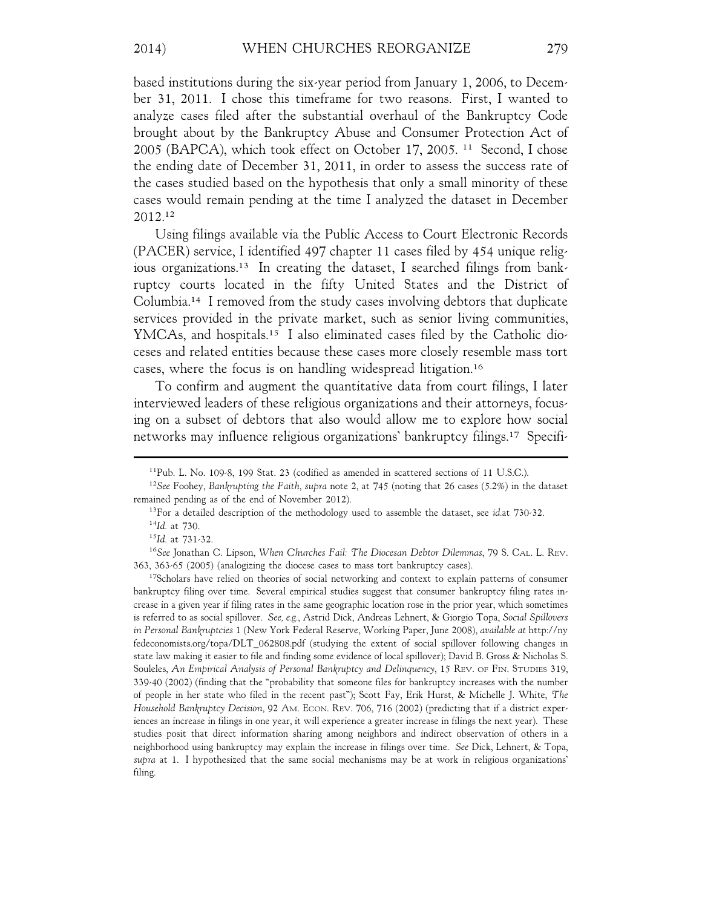based institutions during the six-year period from January 1, 2006, to December 31, 2011. I chose this timeframe for two reasons. First, I wanted to analyze cases filed after the substantial overhaul of the Bankruptcy Code brought about by the Bankruptcy Abuse and Consumer Protection Act of 2005 (BAPCA), which took effect on October 17, 2005. [11] Second, I chose the ending date of December 31, 2011, in order to assess the success rate of the cases studied based on the hypothesis that only a small minority of these cases would remain pending at the time I analyzed the dataset in December 2012.[12]

Using filings available via the Public Access to Court Electronic Records (PACER) service, I identified 497 chapter 11 cases filed by 454 unique religious organizations.[13] In creating the dataset, I searched filings from bankruptcy courts located in the fifty United States and the District of Columbia.[14] I removed from the study cases involving debtors that duplicate services provided in the private market, such as senior living communities, YMCAs, and hospitals.[15] I also eliminated cases filed by the Catholic dioceses and related entities because these cases more closely resemble mass tort cases, where the focus is on handling widespread litigation.[16]

To confirm and augment the quantitative data from court filings, I later interviewed leaders of these religious organizations and their attorneys, focusing on a subset of debtors that also would allow me to explore how social networks may influence religious organizations' bankruptcy filings.[17] Specifi-

---

[11] Pub. L. No. 109-8, 199 Stat. 23 (codified as amended in scattered sections of 11 U.S.C.).

[12] *See* Foohey, *Bankrupting the Faith*, *supra* note 2, at 745 (noting that 26 cases (5.2%) in the dataset remained pending as of the end of November 2012).

[13] For a detailed description of the methodology used to assemble the dataset, see *id.*at 730-32.

[14] *Id.* at 730.

[15] *Id.* at 731-32.

[16] *See* Jonathan C. Lipson, *When Churches Fail: The Diocesan Debtor Dilemmas*, 79 S. CAL. L. REV. 363, 363-65 (2005) (analogizing the diocese cases to mass tort bankruptcy cases).

[17] Scholars have relied on theories of social networking and context to explain patterns of consumer bankruptcy filing over time. Several empirical studies suggest that consumer bankruptcy filing rates increase in a given year if filing rates in the same geographic location rose in the prior year, which sometimes is referred to as social spillover. *See, e.g.*, Astrid Dick, Andreas Lehnert, & Giorgio Topa, *Social Spillovers in Personal Bankruptcies* 1 (New York Federal Reserve, Working Paper, June 2008), *available at* http://nyfedeconomists.org/topa/DLT_062808.pdf (studying the extent of social spillover following changes in state law making it easier to file and finding some evidence of local spillover); David B. Gross & Nicholas S. Souleles, *An Empirical Analysis of Personal Bankruptcy and Delinquency*, 15 REV. OF FIN. STUDIES 319, 339-40 (2002) (finding that the "probability that someone files for bankruptcy increases with the number of people in her state who filed in the recent past"); Scott Fay, Erik Hurst, & Michelle J. White, *The Household Bankruptcy Decision*, 92 AM. ECON. REV. 706, 716 (2002) (predicting that if a district experiences an increase in filings in one year, it will experience a greater increase in filings the next year). These studies posit that direct information sharing among neighbors and indirect observation of others in a neighborhood using bankruptcy may explain the increase in filings over time. *See* Dick, Lehnert, & Topa, *supra* at 1. I hypothesized that the same social mechanisms may be at work in religious organizations' filing.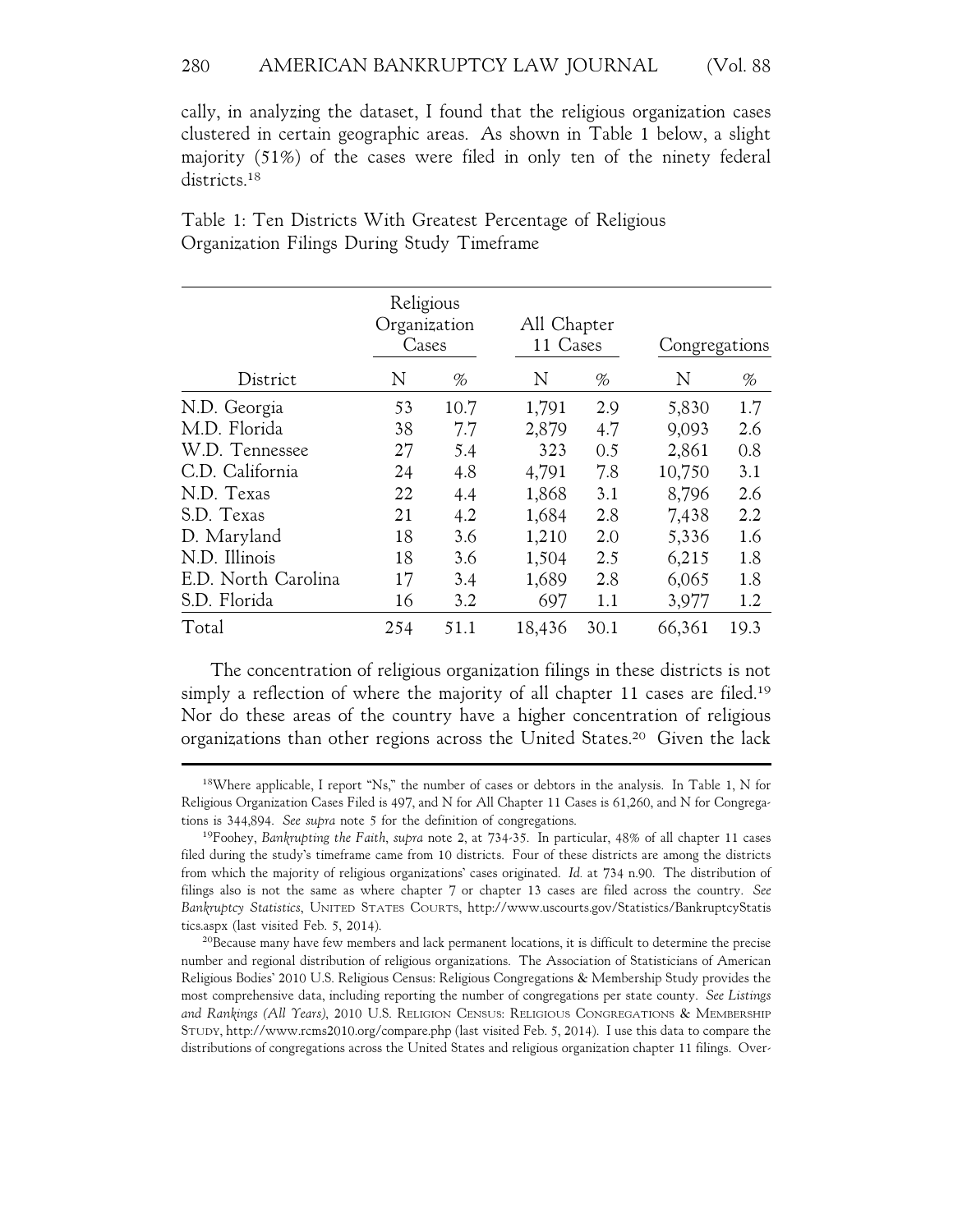cally, in analyzing the dataset, I found that the religious organization cases clustered in certain geographic areas. As shown in Table 1 below, a slight majority (51%) of the cases were filed in only ten of the ninety federal districts.[18]

Table 1: Ten Districts With Greatest Percentage of Religious Organization Filings During Study Timeframe

| | Religious Organization Cases | | All Chapter 11 Cases | | Congregations | |
|---|---|---|---|---|---|---|
| District | N | % | N | % | N | % |
| N.D. Georgia | 53 | 10.7 | 1,791 | 2.9 | 5,830 | 1.7 |
| M.D. Florida | 38 | 7.7 | 2,879 | 4.7 | 9,093 | 2.6 |
| W.D. Tennessee | 27 | 5.4 | 323 | 0.5 | 2,861 | 0.8 |
| C.D. California | 24 | 4.8 | 4,791 | 7.8 | 10,750 | 3.1 |
| N.D. Texas | 22 | 4.4 | 1,868 | 3.1 | 8,796 | 2.6 |
| S.D. Texas | 21 | 4.2 | 1,684 | 2.8 | 7,438 | 2.2 |
| D. Maryland | 18 | 3.6 | 1,210 | 2.0 | 5,336 | 1.6 |
| N.D. Illinois | 18 | 3.6 | 1,504 | 2.5 | 6,215 | 1.8 |
| E.D. North Carolina | 17 | 3.4 | 1,689 | 2.8 | 6,065 | 1.8 |
| S.D. Florida | 16 | 3.2 | 697 | 1.1 | 3,977 | 1.2 |
| Total | 254 | 51.1 | 18,436 | 30.1 | 66,361 | 19.3 |

The concentration of religious organization filings in these districts is not simply a reflection of where the majority of all chapter 11 cases are filed.[19] Nor do these areas of the country have a higher concentration of religious organizations than other regions across the United States.[20] Given the lack

[18]Where applicable, I report "Ns," the number of cases or debtors in the analysis. In Table 1, N for Religious Organization Cases Filed is 497, and N for All Chapter 11 Cases is 61,260, and N for Congregations is 344,894. *See supra* note 5 for the definition of congregations.

[19]Foohey, *Bankrupting the Faith*, *supra* note 2, at 734-35. In particular, 48% of all chapter 11 cases filed during the study's timeframe came from 10 districts. Four of these districts are among the districts from which the majority of religious organizations' cases originated. *Id.* at 734 n.90. The distribution of filings also is not the same as where chapter 7 or chapter 13 cases are filed across the country. *See Bankruptcy Statistics*, UNITED STATES COURTS, http://www.uscourts.gov/Statistics/BankruptcyStatistics.aspx (last visited Feb. 5, 2014).

[20]Because many have few members and lack permanent locations, it is difficult to determine the precise number and regional distribution of religious organizations. The Association of Statisticians of American Religious Bodies' 2010 U.S. Religious Census: Religious Congregations & Membership Study provides the most comprehensive data, including reporting the number of congregations per state county. *See Listings and Rankings (All Years)*, 2010 U.S. RELIGION CENSUS: RELIGIOUS CONGREGATIONS & MEMBERSHIP STUDY, http://www.rcms2010.org/compare.php (last visited Feb. 5, 2014). I use this data to compare the distributions of congregations across the United States and religious organization chapter 11 filings. Over-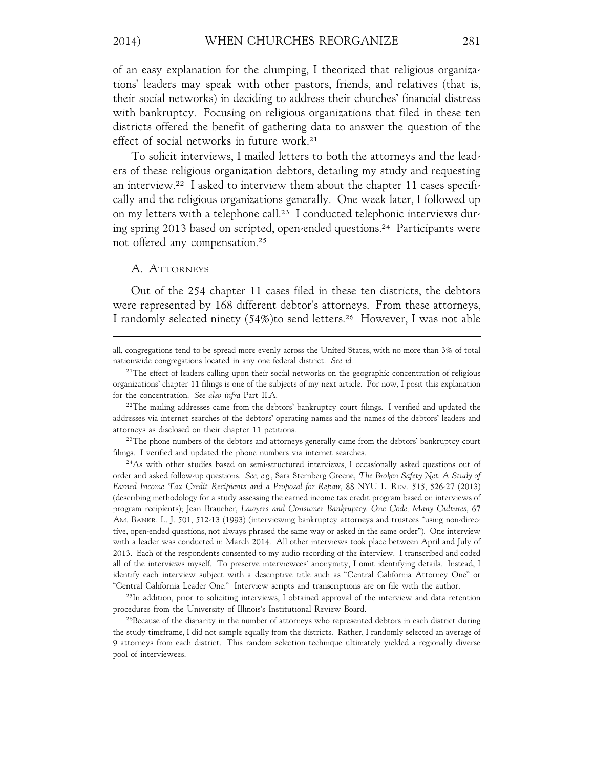of an easy explanation for the clumping, I theorized that religious organizations' leaders may speak with other pastors, friends, and relatives (that is, their social networks) in deciding to address their churches' financial distress with bankruptcy. Focusing on religious organizations that filed in these ten districts offered the benefit of gathering data to answer the question of the effect of social networks in future work.[21]

To solicit interviews, I mailed letters to both the attorneys and the leaders of these religious organization debtors, detailing my study and requesting an interview.[22] I asked to interview them about the chapter 11 cases specifically and the religious organizations generally. One week later, I followed up on my letters with a telephone call.[23] I conducted telephonic interviews during spring 2013 based on scripted, open-ended questions.[24] Participants were not offered any compensation.[25]

### A. Attorneys

Out of the 254 chapter 11 cases filed in these ten districts, the debtors were represented by 168 different debtor's attorneys. From these attorneys, I randomly selected ninety (54%)to send letters.[26] However, I was not able

---

all, congregations tend to be spread more evenly across the United States, with no more than 3% of total nationwide congregations located in any one federal district. *See id.*

[21]The effect of leaders calling upon their social networks on the geographic concentration of religious organizations' chapter 11 filings is one of the subjects of my next article. For now, I posit this explanation for the concentration. *See also infra* Part II.A.

[22]The mailing addresses came from the debtors' bankruptcy court filings. I verified and updated the addresses via internet searches of the debtors' operating names and the names of the debtors' leaders and attorneys as disclosed on their chapter 11 petitions.

[23]The phone numbers of the debtors and attorneys generally came from the debtors' bankruptcy court filings. I verified and updated the phone numbers via internet searches.

[24]As with other studies based on semi-structured interviews, I occasionally asked questions out of order and asked follow-up questions. *See, e.g.*, Sara Sternberg Greene, *The Broken Safety Net: A Study of Earned Income Tax Credit Recipients and a Proposal for Repair*, 88 NYU L. REV. 515, 526-27 (2013) (describing methodology for a study assessing the earned income tax credit program based on interviews of program recipients); Jean Braucher, *Lawyers and Consumer Bankruptcy: One Code, Many Cultures*, 67 AM. BANKR. L. J. 501, 512-13 (1993) (interviewing bankruptcy attorneys and trustees "using non-directive, open-ended questions, not always phrased the same way or asked in the same order"). One interview with a leader was conducted in March 2014. All other interviews took place between April and July of 2013. Each of the respondents consented to my audio recording of the interview. I transcribed and coded all of the interviews myself. To preserve interviewees' anonymity, I omit identifying details. Instead, I identify each interview subject with a descriptive title such as "Central California Attorney One" or "Central California Leader One." Interview scripts and transcriptions are on file with the author.

[25]In addition, prior to soliciting interviews, I obtained approval of the interview and data retention procedures from the University of Illinois's Institutional Review Board.

[26]Because of the disparity in the number of attorneys who represented debtors in each district during the study timeframe, I did not sample equally from the districts. Rather, I randomly selected an average of 9 attorneys from each district. This random selection technique ultimately yielded a regionally diverse pool of interviewees.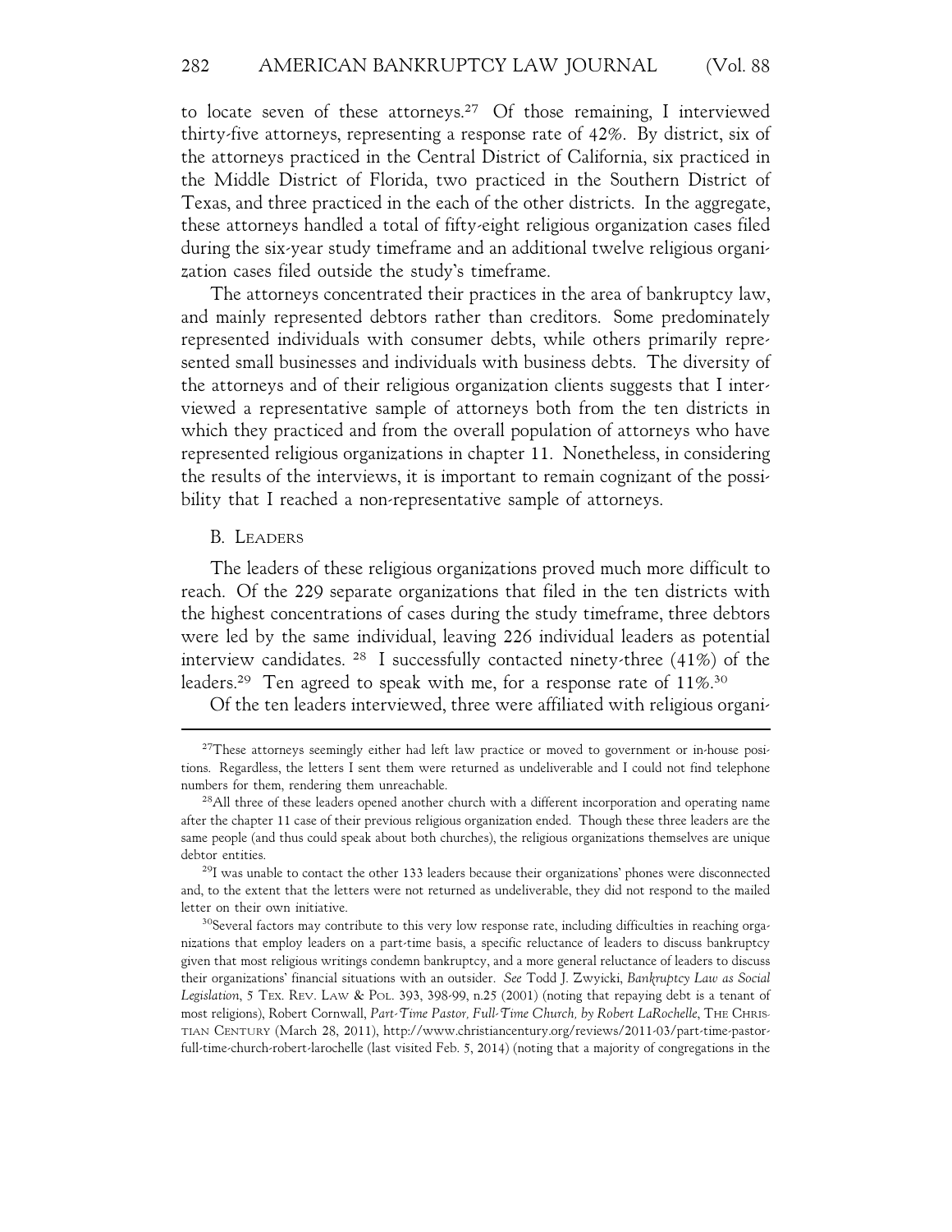to locate seven of these attorneys.[27] Of those remaining, I interviewed thirty-five attorneys, representing a response rate of 42%. By district, six of the attorneys practiced in the Central District of California, six practiced in the Middle District of Florida, two practiced in the Southern District of Texas, and three practiced in the each of the other districts. In the aggregate, these attorneys handled a total of fifty-eight religious organization cases filed during the six-year study timeframe and an additional twelve religious organization cases filed outside the study's timeframe.

The attorneys concentrated their practices in the area of bankruptcy law, and mainly represented debtors rather than creditors. Some predominately represented individuals with consumer debts, while others primarily represented small businesses and individuals with business debts. The diversity of the attorneys and of their religious organization clients suggests that I interviewed a representative sample of attorneys both from the ten districts in which they practiced and from the overall population of attorneys who have represented religious organizations in chapter 11. Nonetheless, in considering the results of the interviews, it is important to remain cognizant of the possibility that I reached a non-representative sample of attorneys.

## B. Leaders

The leaders of these religious organizations proved much more difficult to reach. Of the 229 separate organizations that filed in the ten districts with the highest concentrations of cases during the study timeframe, three debtors were led by the same individual, leaving 226 individual leaders as potential interview candidates. [28] I successfully contacted ninety-three (41%) of the leaders.[29] Ten agreed to speak with me, for a response rate of 11%.[30]

Of the ten leaders interviewed, three were affiliated with religious organi-

---

[27]These attorneys seemingly either had left law practice or moved to government or in-house positions. Regardless, the letters I sent them were returned as undeliverable and I could not find telephone numbers for them, rendering them unreachable.

[28]All three of these leaders opened another church with a different incorporation and operating name after the chapter 11 case of their previous religious organization ended. Though these three leaders are the same people (and thus could speak about both churches), the religious organizations themselves are unique debtor entities.

[29]I was unable to contact the other 133 leaders because their organizations' phones were disconnected and, to the extent that the letters were not returned as undeliverable, they did not respond to the mailed letter on their own initiative.

[30]Several factors may contribute to this very low response rate, including difficulties in reaching organizations that employ leaders on a part-time basis, a specific reluctance of leaders to discuss bankruptcy given that most religious writings condemn bankruptcy, and a more general reluctance of leaders to discuss their organizations' financial situations with an outsider. *See* Todd J. Zwyicki, *Bankruptcy Law as Social Legislation*, 5 Tex. Rev. Law & Pol. 393, 398-99, n.25 (2001) (noting that repaying debt is a tenant of most religions), Robert Cornwall, *Part-Time Pastor, Full-Time Church, by Robert LaRochelle*, The Christian Century (March 28, 2011), http://www.christiancentury.org/reviews/2011-03/part-time-pastor-full-time-church-robert-larochelle (last visited Feb. 5, 2014) (noting that a majority of congregations in the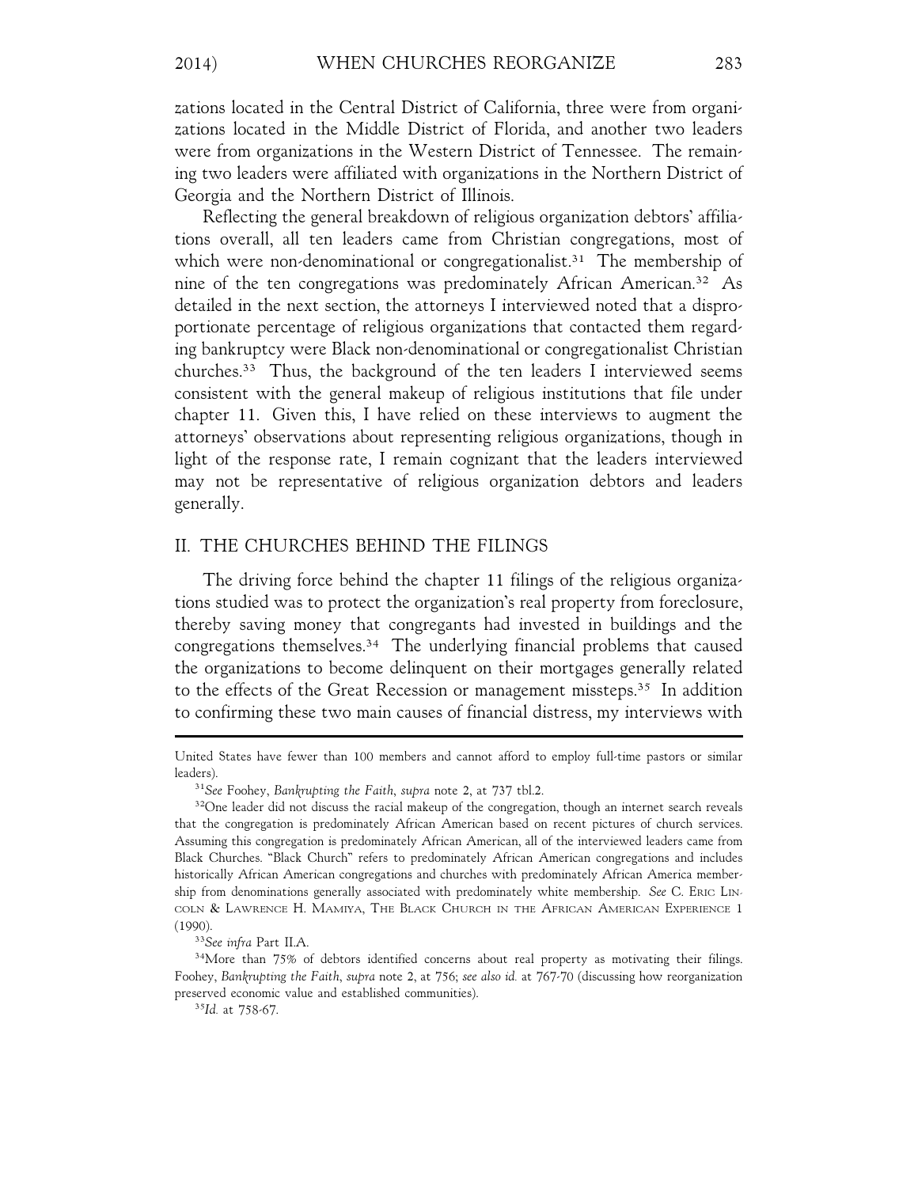zations located in the Central District of California, three were from organizations located in the Middle District of Florida, and another two leaders were from organizations in the Western District of Tennessee. The remaining two leaders were affiliated with organizations in the Northern District of Georgia and the Northern District of Illinois.

Reflecting the general breakdown of religious organization debtors' affiliations overall, all ten leaders came from Christian congregations, most of which were non-denominational or congregationalist.[31] The membership of nine of the ten congregations was predominately African American.[32] As detailed in the next section, the attorneys I interviewed noted that a disproportionate percentage of religious organizations that contacted them regarding bankruptcy were Black non-denominational or congregationalist Christian churches.[33] Thus, the background of the ten leaders I interviewed seems consistent with the general makeup of religious institutions that file under chapter 11. Given this, I have relied on these interviews to augment the attorneys' observations about representing religious organizations, though in light of the response rate, I remain cognizant that the leaders interviewed may not be representative of religious organization debtors and leaders generally.

## II. THE CHURCHES BEHIND THE FILINGS

The driving force behind the chapter 11 filings of the religious organizations studied was to protect the organization's real property from foreclosure, thereby saving money that congregants had invested in buildings and the congregations themselves.[34] The underlying financial problems that caused the organizations to become delinquent on their mortgages generally related to the effects of the Great Recession or management missteps.[35] In addition to confirming these two main causes of financial distress, my interviews with

---

United States have fewer than 100 members and cannot afford to employ full-time pastors or similar leaders).

[31] *See* Foohey, *Bankrupting the Faith*, *supra* note 2, at 737 tbl.2.

[32] One leader did not discuss the racial makeup of the congregation, though an internet search reveals that the congregation is predominately African American based on recent pictures of church services. Assuming this congregation is predominately African American, all of the interviewed leaders came from Black Churches. "Black Church" refers to predominately African American congregations and includes historically African American congregations and churches with predominately African America membership from denominations generally associated with predominately white membership. *See* C. ERIC LINCOLN & LAWRENCE H. MAMIYA, THE BLACK CHURCH IN THE AFRICAN AMERICAN EXPERIENCE 1 (1990).

[33] *See infra* Part II.A.

[34] More than 75% of debtors identified concerns about real property as motivating their filings. Foohey, *Bankrupting the Faith*, *supra* note 2, at 756; *see also id.* at 767-70 (discussing how reorganization preserved economic value and established communities).

[35] *Id.* at 758-67.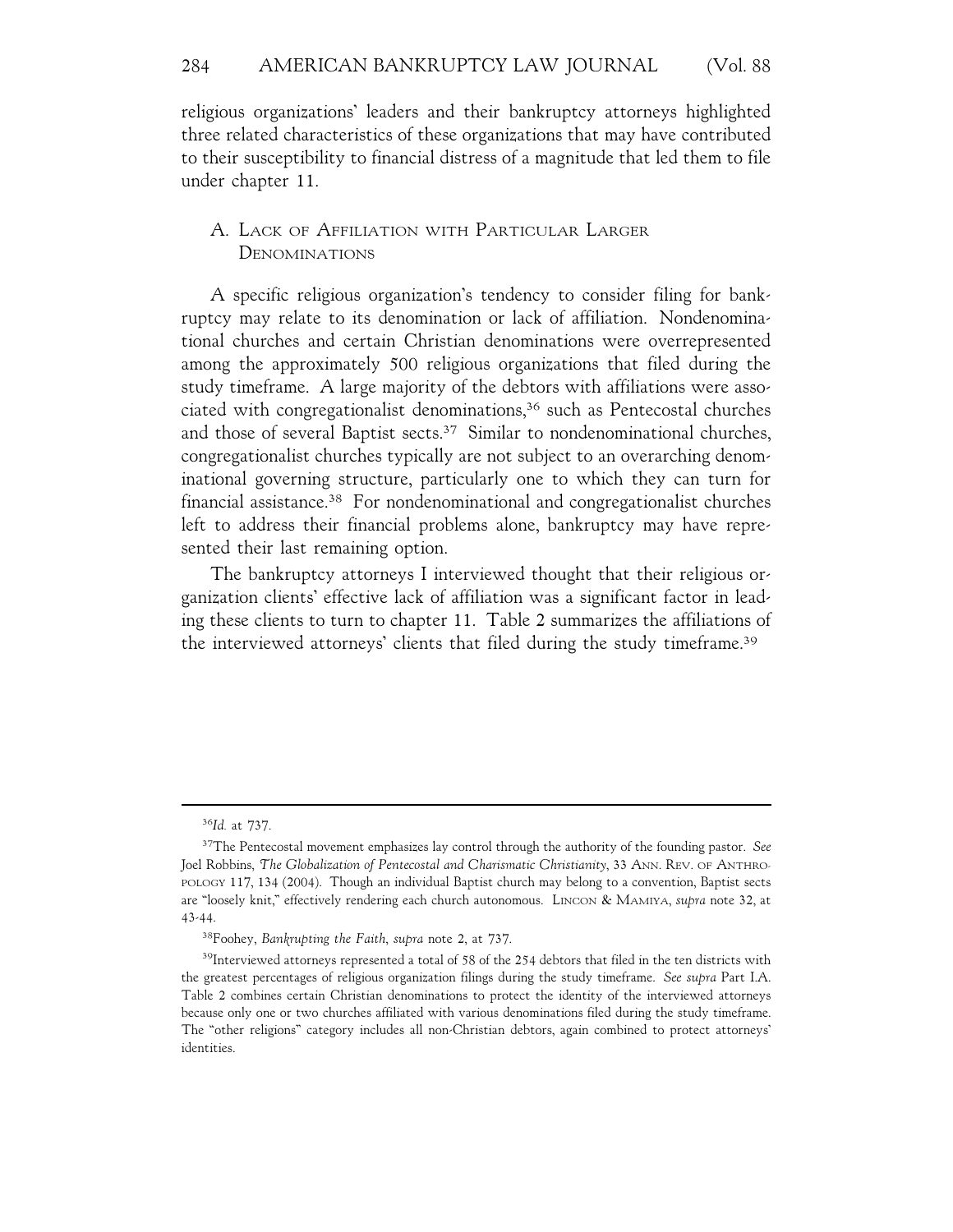religious organizations' leaders and their bankruptcy attorneys highlighted three related characteristics of these organizations that may have contributed to their susceptibility to financial distress of a magnitude that led them to file under chapter 11.

### A. Lack of Affiliation with Particular Larger Denominations

A specific religious organization's tendency to consider filing for bankruptcy may relate to its denomination or lack of affiliation. Nondenominational churches and certain Christian denominations were overrepresented among the approximately 500 religious organizations that filed during the study timeframe. A large majority of the debtors with affiliations were associated with congregationalist denominations,[36] such as Pentecostal churches and those of several Baptist sects.[37] Similar to nondenominational churches, congregationalist churches typically are not subject to an overarching denominational governing structure, particularly one to which they can turn for financial assistance.[38] For nondenominational and congregationalist churches left to address their financial problems alone, bankruptcy may have represented their last remaining option.

The bankruptcy attorneys I interviewed thought that their religious organization clients' effective lack of affiliation was a significant factor in leading these clients to turn to chapter 11. Table 2 summarizes the affiliations of the interviewed attorneys' clients that filed during the study timeframe.[39]

---

[36] *Id.* at 737.

[37] The Pentecostal movement emphasizes lay control through the authority of the founding pastor. *See* Joel Robbins, *The Globalization of Pentecostal and Charismatic Christianity*, 33 Ann. Rev. of Anthropology 117, 134 (2004). Though an individual Baptist church may belong to a convention, Baptist sects are "loosely knit," effectively rendering each church autonomous. Lincon & Mamiya, *supra* note 32, at 43-44.

[38] Foohey, *Bankrupting the Faith*, *supra* note 2, at 737.

[39] Interviewed attorneys represented a total of 58 of the 254 debtors that filed in the ten districts with the greatest percentages of religious organization filings during the study timeframe. *See supra* Part I.A. Table 2 combines certain Christian denominations to protect the identity of the interviewed attorneys because only one or two churches affiliated with various denominations filed during the study timeframe. The "other religions" category includes all non-Christian debtors, again combined to protect attorneys' identities.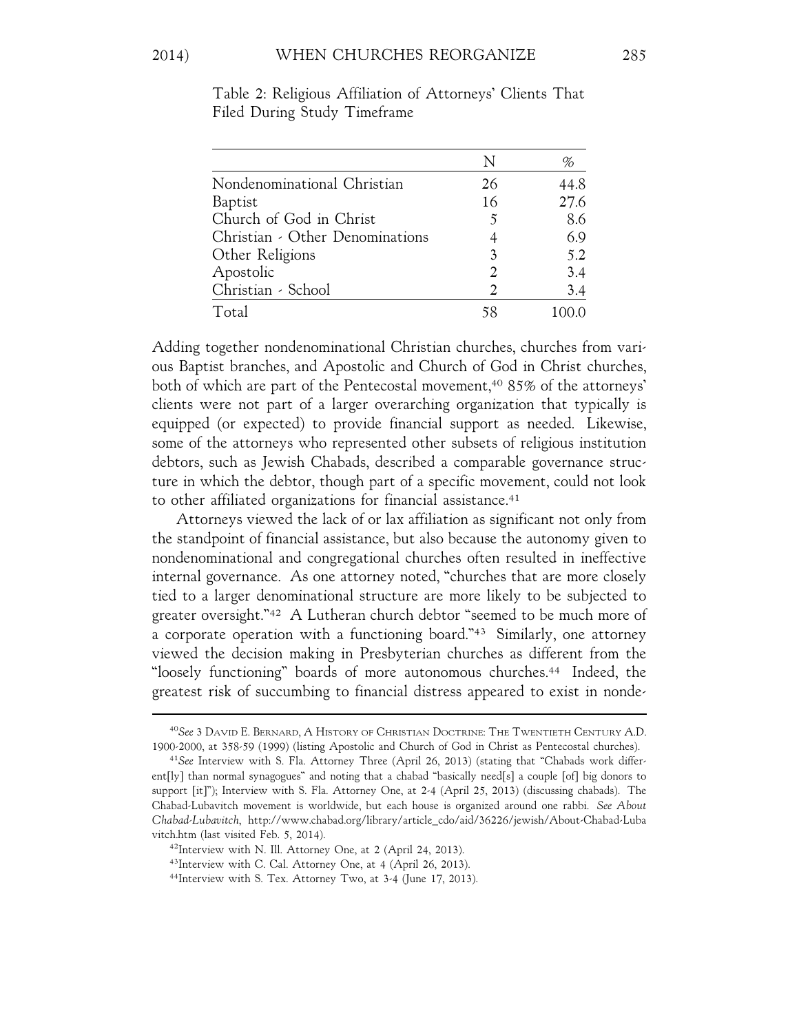Table 2: Religious Affiliation of Attorneys' Clients That Filed During Study Timeframe

| | N | % |
|---|---|---|
| Nondenominational Christian | 26 | 44.8 |
| Baptist | 16 | 27.6 |
| Church of God in Christ | 5 | 8.6 |
| Christian - Other Denominations | 4 | 6.9 |
| Other Religions | 3 | 5.2 |
| Apostolic | 2 | 3.4 |
| Christian - School | 2 | 3.4 |
| Total | 58 | 100.0 |

Adding together nondenominational Christian churches, churches from various Baptist branches, and Apostolic and Church of God in Christ churches, both of which are part of the Pentecostal movement,[40] 85% of the attorneys' clients were not part of a larger overarching organization that typically is equipped (or expected) to provide financial support as needed. Likewise, some of the attorneys who represented other subsets of religious institution debtors, such as Jewish Chabads, described a comparable governance structure in which the debtor, though part of a specific movement, could not look to other affiliated organizations for financial assistance.[41]

Attorneys viewed the lack of or lax affiliation as significant not only from the standpoint of financial assistance, but also because the autonomy given to nondenominational and congregational churches often resulted in ineffective internal governance. As one attorney noted, "churches that are more closely tied to a larger denominational structure are more likely to be subjected to greater oversight."[42] A Lutheran church debtor "seemed to be much more of a corporate operation with a functioning board."[43] Similarly, one attorney viewed the decision making in Presbyterian churches as different from the "loosely functioning" boards of more autonomous churches.[44] Indeed, the greatest risk of succumbing to financial distress appeared to exist in nonde-

---

[40] *See* 3 DAVID E. BERNARD, A HISTORY OF CHRISTIAN DOCTRINE: THE TWENTIETH CENTURY A.D. 1900-2000, at 358-59 (1999) (listing Apostolic and Church of God in Christ as Pentecostal churches).

[41] *See* Interview with S. Fla. Attorney Three (April 26, 2013) (stating that "Chabads work different[ly] than normal synagogues" and noting that a chabad "basically need[s] a couple [of] big donors to support [it]"); Interview with S. Fla. Attorney One, at 2-4 (April 25, 2013) (discussing chabads). The Chabad-Lubavitch movement is worldwide, but each house is organized around one rabbi. *See About Chabad-Lubavitch*, http://www.chabad.org/library/article_cdo/aid/36226/jewish/About-Chabad-Lubavitch.htm (last visited Feb. 5, 2014).

[42] Interview with N. Ill. Attorney One, at 2 (April 24, 2013).

[43] Interview with C. Cal. Attorney One, at 4 (April 26, 2013).

[44] Interview with S. Tex. Attorney Two, at 3-4 (June 17, 2013).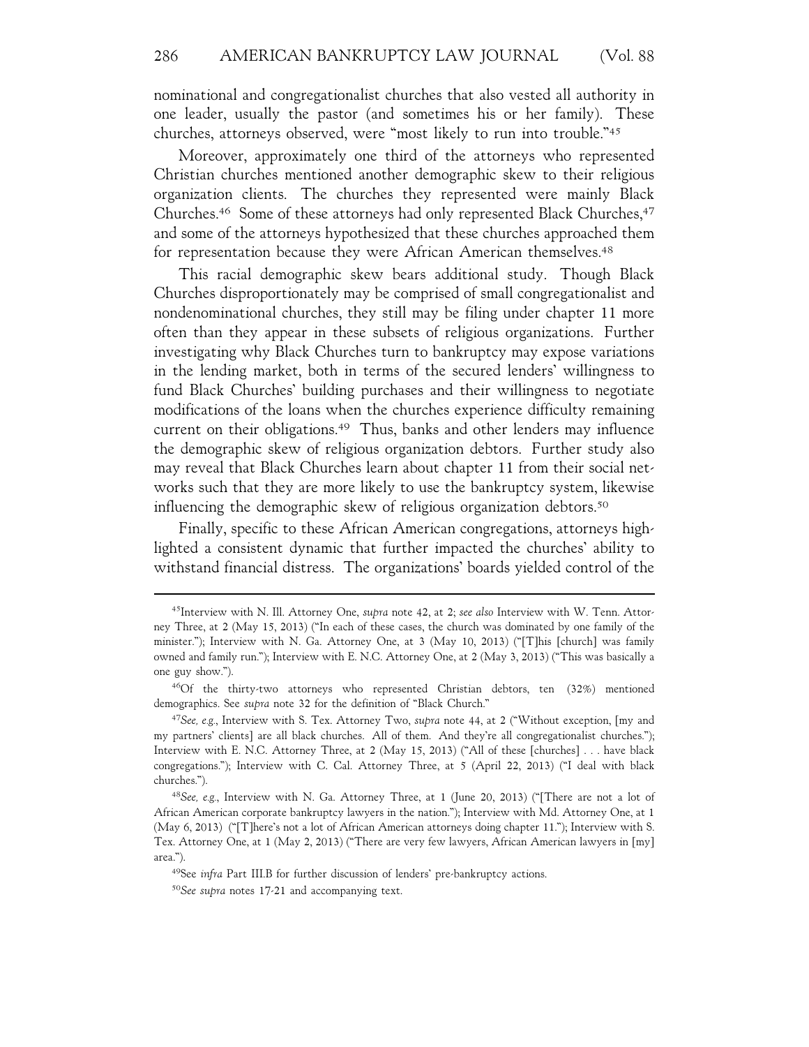nominational and congregationalist churches that also vested all authority in one leader, usually the pastor (and sometimes his or her family). These churches, attorneys observed, were "most likely to run into trouble."[45]

Moreover, approximately one third of the attorneys who represented Christian churches mentioned another demographic skew to their religious organization clients. The churches they represented were mainly Black Churches.[46] Some of these attorneys had only represented Black Churches,[47] and some of the attorneys hypothesized that these churches approached them for representation because they were African American themselves.[48]

This racial demographic skew bears additional study. Though Black Churches disproportionately may be comprised of small congregationalist and nondenominational churches, they still may be filing under chapter 11 more often than they appear in these subsets of religious organizations. Further investigating why Black Churches turn to bankruptcy may expose variations in the lending market, both in terms of the secured lenders' willingness to fund Black Churches' building purchases and their willingness to negotiate modifications of the loans when the churches experience difficulty remaining current on their obligations.[49] Thus, banks and other lenders may influence the demographic skew of religious organization debtors. Further study also may reveal that Black Churches learn about chapter 11 from their social networks such that they are more likely to use the bankruptcy system, likewise influencing the demographic skew of religious organization debtors.[50]

Finally, specific to these African American congregations, attorneys highlighted a consistent dynamic that further impacted the churches' ability to withstand financial distress. The organizations' boards yielded control of the

---

[45] Interview with N. Ill. Attorney One, *supra* note 42, at 2; *see also* Interview with W. Tenn. Attorney Three, at 2 (May 15, 2013) ("In each of these cases, the church was dominated by one family of the minister."); Interview with N. Ga. Attorney One, at 3 (May 10, 2013) ("[T]his [church] was family owned and family run."); Interview with E. N.C. Attorney One, at 2 (May 3, 2013) ("This was basically a one guy show.").

[46] Of the thirty-two attorneys who represented Christian debtors, ten (32%) mentioned demographics. See *supra* note 32 for the definition of "Black Church."

[47] *See, e.g.*, Interview with S. Tex. Attorney Two, *supra* note 44, at 2 ("Without exception, [my and my partners' clients] are all black churches. All of them. And they're all congregationalist churches."); Interview with E. N.C. Attorney Three, at 2 (May 15, 2013) ("All of these [churches] . . . have black congregations."); Interview with C. Cal. Attorney Three, at 5 (April 22, 2013) ("I deal with black churches.").

[48] *See, e.g.*, Interview with N. Ga. Attorney Three, at 1 (June 20, 2013) ("[There are not a lot of African American corporate bankruptcy lawyers in the nation."); Interview with Md. Attorney One, at 1 (May 6, 2013) ("[T]here's not a lot of African American attorneys doing chapter 11."); Interview with S. Tex. Attorney One, at 1 (May 2, 2013) ("There are very few lawyers, African American lawyers in [my] area.").

[49] See *infra* Part III.B for further discussion of lenders' pre-bankruptcy actions.

[50] *See supra* notes 17-21 and accompanying text.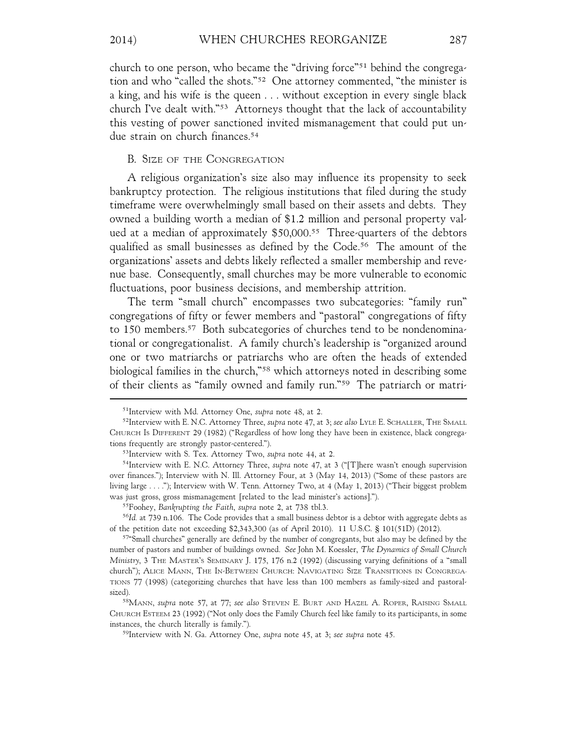church to one person, who became the "driving force"[51] behind the congregation and who "called the shots."[52] One attorney commented, "the minister is a king, and his wife is the queen . . . without exception in every single black church I've dealt with."[53] Attorneys thought that the lack of accountability this vesting of power sanctioned invited mismanagement that could put undue strain on church finances.[54]

### B. Size of the Congregation

A religious organization's size also may influence its propensity to seek bankruptcy protection. The religious institutions that filed during the study timeframe were overwhelmingly small based on their assets and debts. They owned a building worth a median of $1.2 million and personal property valued at a median of approximately $50,000.[55] Three-quarters of the debtors qualified as small businesses as defined by the Code.[56] The amount of the organizations' assets and debts likely reflected a smaller membership and revenue base. Consequently, small churches may be more vulnerable to economic fluctuations, poor business decisions, and membership attrition.

The term "small church" encompasses two subcategories: "family run" congregations of fifty or fewer members and "pastoral" congregations of fifty to 150 members.[57] Both subcategories of churches tend to be nondenominational or congregationalist. A family church's leadership is "organized around one or two matriarchs or patriarchs who are often the heads of extended biological families in the church,"[58] which attorneys noted in describing some of their clients as "family owned and family run."[59] The patriarch or matri-

---

[51] Interview with Md. Attorney One, *supra* note 48, at 2.

[52] Interview with E. N.C. Attorney Three, *supra* note 47, at 3; *see also* Lyle E. Schaller, The Small Church Is Different 29 (1982) ("Regardless of how long they have been in existence, black congregations frequently are strongly pastor-centered.").

[53] Interview with S. Tex. Attorney Two, *supra* note 44, at 2.

[54] Interview with E. N.C. Attorney Three, *supra* note 47, at 3 ("[T]here wasn't enough supervision over finances."); Interview with N. Ill. Attorney Four, at 3 (May 14, 2013) ("Some of these pastors are living large . . . ."); Interview with W. Tenn. Attorney Two, at 4 (May 1, 2013) ("Their biggest problem was just gross, gross mismanagement [related to the lead minister's actions].").

[55] Foohey, *Bankrupting the Faith*, *supra* note 2, at 738 tbl.3.

[56] *Id.* at 739 n.106. The Code provides that a small business debtor is a debtor with aggregate debts as of the petition date not exceeding $2,343,300 (as of April 2010). 11 U.S.C. § 101(51D) (2012).

[57] "Small churches" generally are defined by the number of congregants, but also may be defined by the number of pastors and number of buildings owned. *See* John M. Koessler, *The Dynamics of Small Church Ministry*, 3 The Master's Seminary J. 175, 176 n.2 (1992) (discussing varying definitions of a "small church"); Alice Mann, The In-Between Church: Navigating Size Transitions in Congregations 77 (1998) (categorizing churches that have less than 100 members as family-sized and pastoral-sized).

[58] Mann, *supra* note 57, at 77; *see also* Steven E. Burt and Hazel A. Roper, Raising Small Church Esteem 23 (1992) ("Not only does the Family Church feel like family to its participants, in some instances, the church literally is family.").

[59] Interview with N. Ga. Attorney One, *supra* note 45, at 3; *see supra* note 45.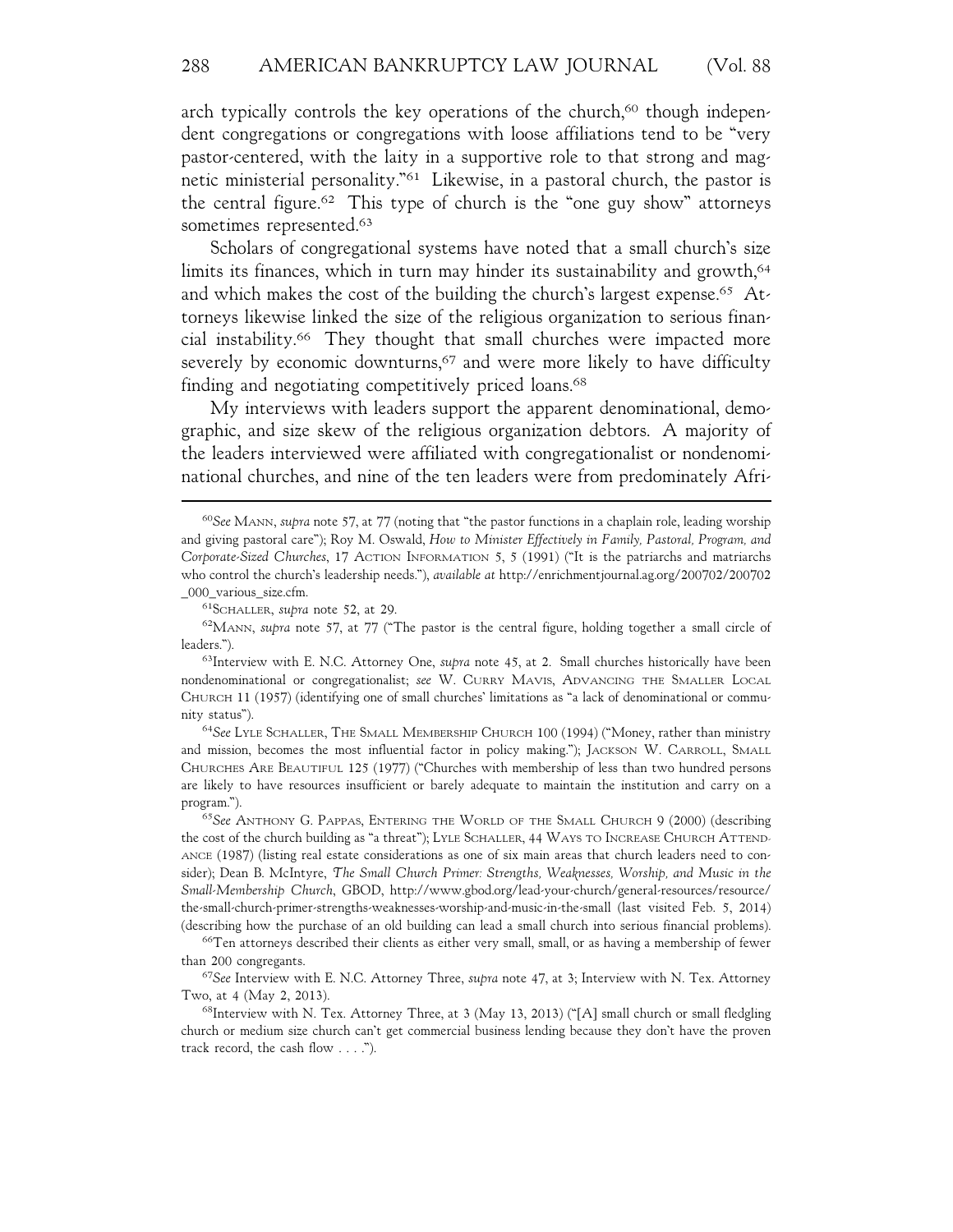arch typically controls the key operations of the church,[60] though independent congregations or congregations with loose affiliations tend to be "very pastor-centered, with the laity in a supportive role to that strong and magnetic ministerial personality."[61] Likewise, in a pastoral church, the pastor is the central figure.[62] This type of church is the "one guy show" attorneys sometimes represented.[63]

Scholars of congregational systems have noted that a small church's size limits its finances, which in turn may hinder its sustainability and growth,[64] and which makes the cost of the building the church's largest expense.[65] Attorneys likewise linked the size of the religious organization to serious financial instability.[66] They thought that small churches were impacted more severely by economic downturns,[67] and were more likely to have difficulty finding and negotiating competitively priced loans.[68]

My interviews with leaders support the apparent denominational, demographic, and size skew of the religious organization debtors. A majority of the leaders interviewed were affiliated with congregationalist or nondenominational churches, and nine of the ten leaders were from predominately Afri-

---

[60] *See* MANN, *supra* note 57, at 77 (noting that "the pastor functions in a chaplain role, leading worship and giving pastoral care"); Roy M. Oswald, *How to Minister Effectively in Family, Pastoral, Program, and Corporate-Sized Churches*, 17 ACTION INFORMATION 5, 5 (1991) ("It is the patriarchs and matriarchs who control the church's leadership needs."), *available at* http://enrichmentjournal.ag.org/200702/200702_000_various_size.cfm.

[61] SCHALLER, *supra* note 52, at 29.

[62] MANN, *supra* note 57, at 77 ("The pastor is the central figure, holding together a small circle of leaders.").

[63] Interview with E. N.C. Attorney One, *supra* note 45, at 2. Small churches historically have been nondenominational or congregationalist; *see* W. CURRY MAVIS, ADVANCING THE SMALLER LOCAL CHURCH 11 (1957) (identifying one of small churches' limitations as "a lack of denominational or community status").

[64] *See* LYLE SCHALLER, THE SMALL MEMBERSHIP CHURCH 100 (1994) ("Money, rather than ministry and mission, becomes the most influential factor in policy making."); JACKSON W. CARROLL, SMALL CHURCHES ARE BEAUTIFUL 125 (1977) ("Churches with membership of less than two hundred persons are likely to have resources insufficient or barely adequate to maintain the institution and carry on a program.").

[65] *See* ANTHONY G. PAPPAS, ENTERING THE WORLD OF THE SMALL CHURCH 9 (2000) (describing the cost of the church building as "a threat"); LYLE SCHALLER, 44 WAYS TO INCREASE CHURCH ATTENDANCE (1987) (listing real estate considerations as one of six main areas that church leaders need to consider); Dean B. McIntyre, *The Small Church Primer: Strengths, Weaknesses, Worship, and Music in the Small-Membership Church*, GBOD, http://www.gbod.org/lead-your-church/general-resources/resource/the-small-church-primer-strengths-weaknesses-worship-and-music-in-the-small (last visited Feb. 5, 2014) (describing how the purchase of an old building can lead a small church into serious financial problems).

[66] Ten attorneys described their clients as either very small, small, or as having a membership of fewer than 200 congregants.

[67] *See* Interview with E. N.C. Attorney Three, *supra* note 47, at 3; Interview with N. Tex. Attorney Two, at 4 (May 2, 2013).

[68] Interview with N. Tex. Attorney Three, at 3 (May 13, 2013) ("[A] small church or small fledgling church or medium size church can't get commercial business lending because they don't have the proven track record, the cash flow . . . .").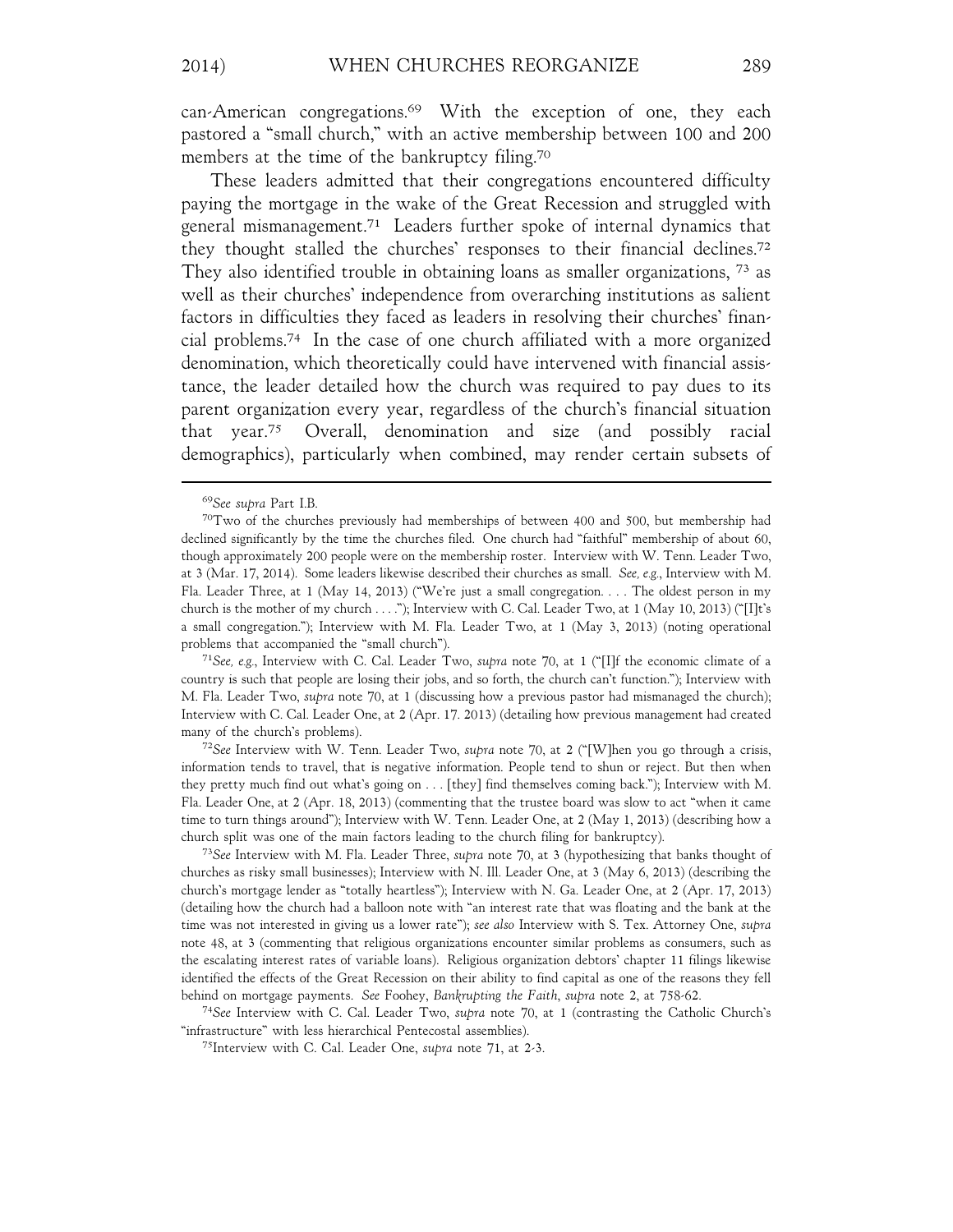can-American congregations.[69] With the exception of one, they each pastored a "small church," with an active membership between 100 and 200 members at the time of the bankruptcy filing.[70]

These leaders admitted that their congregations encountered difficulty paying the mortgage in the wake of the Great Recession and struggled with general mismanagement.[71] Leaders further spoke of internal dynamics that they thought stalled the churches' responses to their financial declines.[72] They also identified trouble in obtaining loans as smaller organizations, [73] as well as their churches' independence from overarching institutions as salient factors in difficulties they faced as leaders in resolving their churches' financial problems.[74] In the case of one church affiliated with a more organized denomination, which theoretically could have intervened with financial assistance, the leader detailed how the church was required to pay dues to its parent organization every year, regardless of the church's financial situation that year.[75] Overall, denomination and size (and possibly racial demographics), particularly when combined, may render certain subsets of

---

[69] *See supra* Part I.B.

[70] Two of the churches previously had memberships of between 400 and 500, but membership had declined significantly by the time the churches filed. One church had "faithful" membership of about 60, though approximately 200 people were on the membership roster. Interview with W. Tenn. Leader Two, at 3 (Mar. 17, 2014). Some leaders likewise described their churches as small. *See, e.g.*, Interview with M. Fla. Leader Three, at 1 (May 14, 2013) ("We're just a small congregation. . . . The oldest person in my church is the mother of my church . . . ."); Interview with C. Cal. Leader Two, at 1 (May 10, 2013) ("[I]t's a small congregation."); Interview with M. Fla. Leader Two, at 1 (May 3, 2013) (noting operational problems that accompanied the "small church").

[71] *See, e.g.*, Interview with C. Cal. Leader Two, *supra* note 70, at 1 ("[I]f the economic climate of a country is such that people are losing their jobs, and so forth, the church can't function."); Interview with M. Fla. Leader Two, *supra* note 70, at 1 (discussing how a previous pastor had mismanaged the church); Interview with C. Cal. Leader One, at 2 (Apr. 17. 2013) (detailing how previous management had created many of the church's problems).

[72] *See* Interview with W. Tenn. Leader Two, *supra* note 70, at 2 ("[W]hen you go through a crisis, information tends to travel, that is negative information. People tend to shun or reject. But then when they pretty much find out what's going on . . . [they] find themselves coming back."); Interview with M. Fla. Leader One, at 2 (Apr. 18, 2013) (commenting that the trustee board was slow to act "when it came time to turn things around"); Interview with W. Tenn. Leader One, at 2 (May 1, 2013) (describing how a church split was one of the main factors leading to the church filing for bankruptcy).

[73] *See* Interview with M. Fla. Leader Three, *supra* note 70, at 3 (hypothesizing that banks thought of churches as risky small businesses); Interview with N. Ill. Leader One, at 3 (May 6, 2013) (describing the church's mortgage lender as "totally heartless"); Interview with N. Ga. Leader One, at 2 (Apr. 17, 2013) (detailing how the church had a balloon note with "an interest rate that was floating and the bank at the time was not interested in giving us a lower rate"); *see also* Interview with S. Tex. Attorney One, *supra* note 48, at 3 (commenting that religious organizations encounter similar problems as consumers, such as the escalating interest rates of variable loans). Religious organization debtors' chapter 11 filings likewise identified the effects of the Great Recession on their ability to find capital as one of the reasons they fell behind on mortgage payments. *See* Foohey, *Bankrupting the Faith*, *supra* note 2, at 758-62.

[74] *See* Interview with C. Cal. Leader Two, *supra* note 70, at 1 (contrasting the Catholic Church's "infrastructure" with less hierarchical Pentecostal assemblies).

[75] Interview with C. Cal. Leader One, *supra* note 71, at 2-3.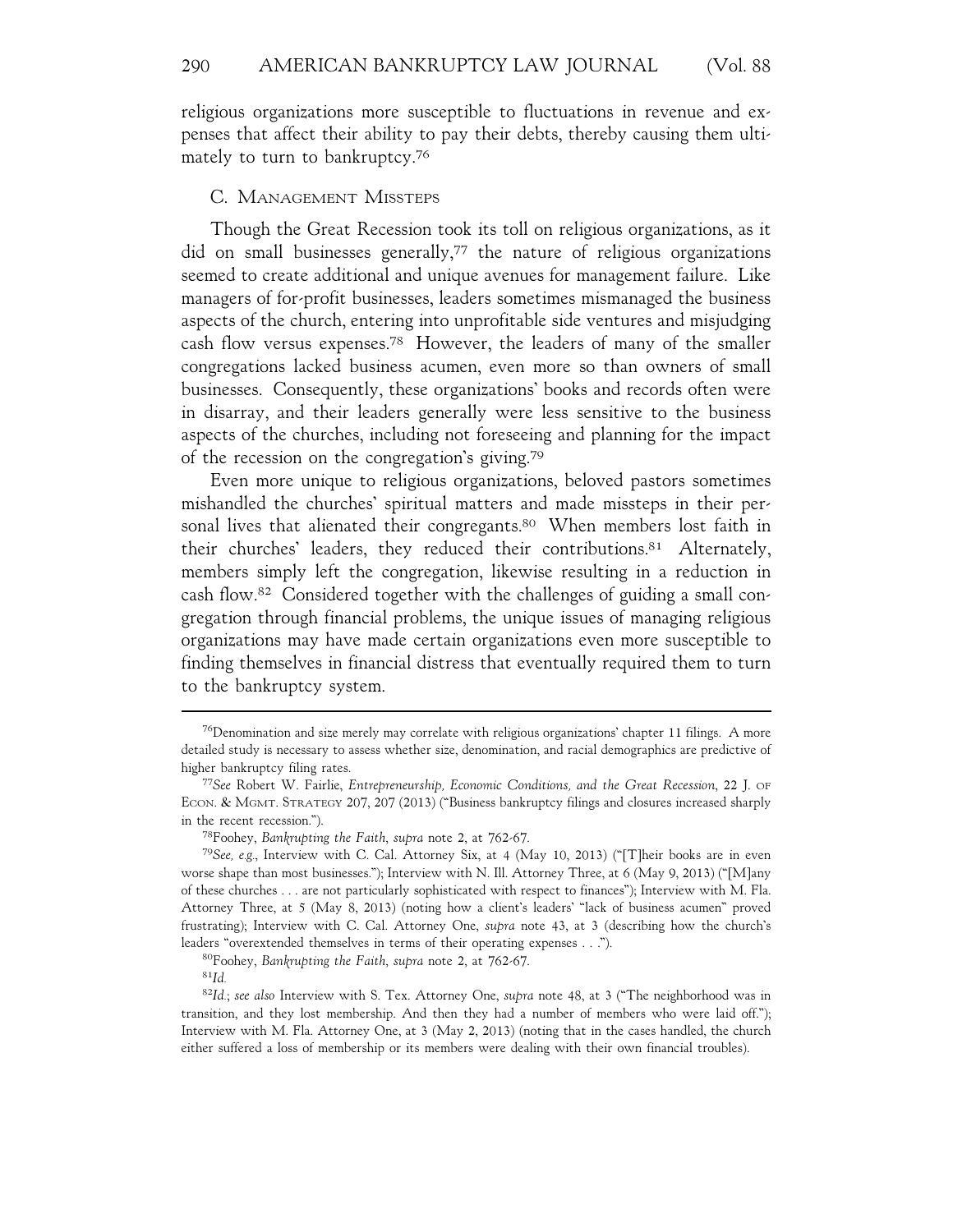religious organizations more susceptible to fluctuations in revenue and expenses that affect their ability to pay their debts, thereby causing them ultimately to turn to bankruptcy.[76]

### C. Management Missteps

Though the Great Recession took its toll on religious organizations, as it did on small businesses generally,[77] the nature of religious organizations seemed to create additional and unique avenues for management failure. Like managers of for-profit businesses, leaders sometimes mismanaged the business aspects of the church, entering into unprofitable side ventures and misjudging cash flow versus expenses.[78] However, the leaders of many of the smaller congregations lacked business acumen, even more so than owners of small businesses. Consequently, these organizations' books and records often were in disarray, and their leaders generally were less sensitive to the business aspects of the churches, including not foreseeing and planning for the impact of the recession on the congregation's giving.[79]

Even more unique to religious organizations, beloved pastors sometimes mishandled the churches' spiritual matters and made missteps in their personal lives that alienated their congregants.[80] When members lost faith in their churches' leaders, they reduced their contributions.[81] Alternately, members simply left the congregation, likewise resulting in a reduction in cash flow.[82] Considered together with the challenges of guiding a small congregation through financial problems, the unique issues of managing religious organizations may have made certain organizations even more susceptible to finding themselves in financial distress that eventually required them to turn to the bankruptcy system.

---

[76]Denomination and size merely may correlate with religious organizations' chapter 11 filings. A more detailed study is necessary to assess whether size, denomination, and racial demographics are predictive of higher bankruptcy filing rates.

[77]*See* Robert W. Fairlie, *Entrepreneurship, Economic Conditions, and the Great Recession*, 22 J. of Econ. & Mgmt. Strategy 207, 207 (2013) ("Business bankruptcy filings and closures increased sharply in the recent recession.").

[78]Foohey, *Bankrupting the Faith*, *supra* note 2, at 762-67.

[79]*See, e.g.*, Interview with C. Cal. Attorney Six, at 4 (May 10, 2013) ("[T]heir books are in even worse shape than most businesses."); Interview with N. Ill. Attorney Three, at 6 (May 9, 2013) ("[M]any of these churches . . . are not particularly sophisticated with respect to finances"); Interview with M. Fla. Attorney Three, at 5 (May 8, 2013) (noting how a client's leaders' "lack of business acumen" proved frustrating); Interview with C. Cal. Attorney One, *supra* note 43, at 3 (describing how the church's leaders "overextended themselves in terms of their operating expenses . . .").

[80]Foohey, *Bankrupting the Faith*, *supra* note 2, at 762-67.

[81]*Id.*

[82]*Id.*; *see also* Interview with S. Tex. Attorney One, *supra* note 48, at 3 ("The neighborhood was in transition, and they lost membership. And then they had a number of members who were laid off."); Interview with M. Fla. Attorney One, at 3 (May 2, 2013) (noting that in the cases handled, the church either suffered a loss of membership or its members were dealing with their own financial troubles).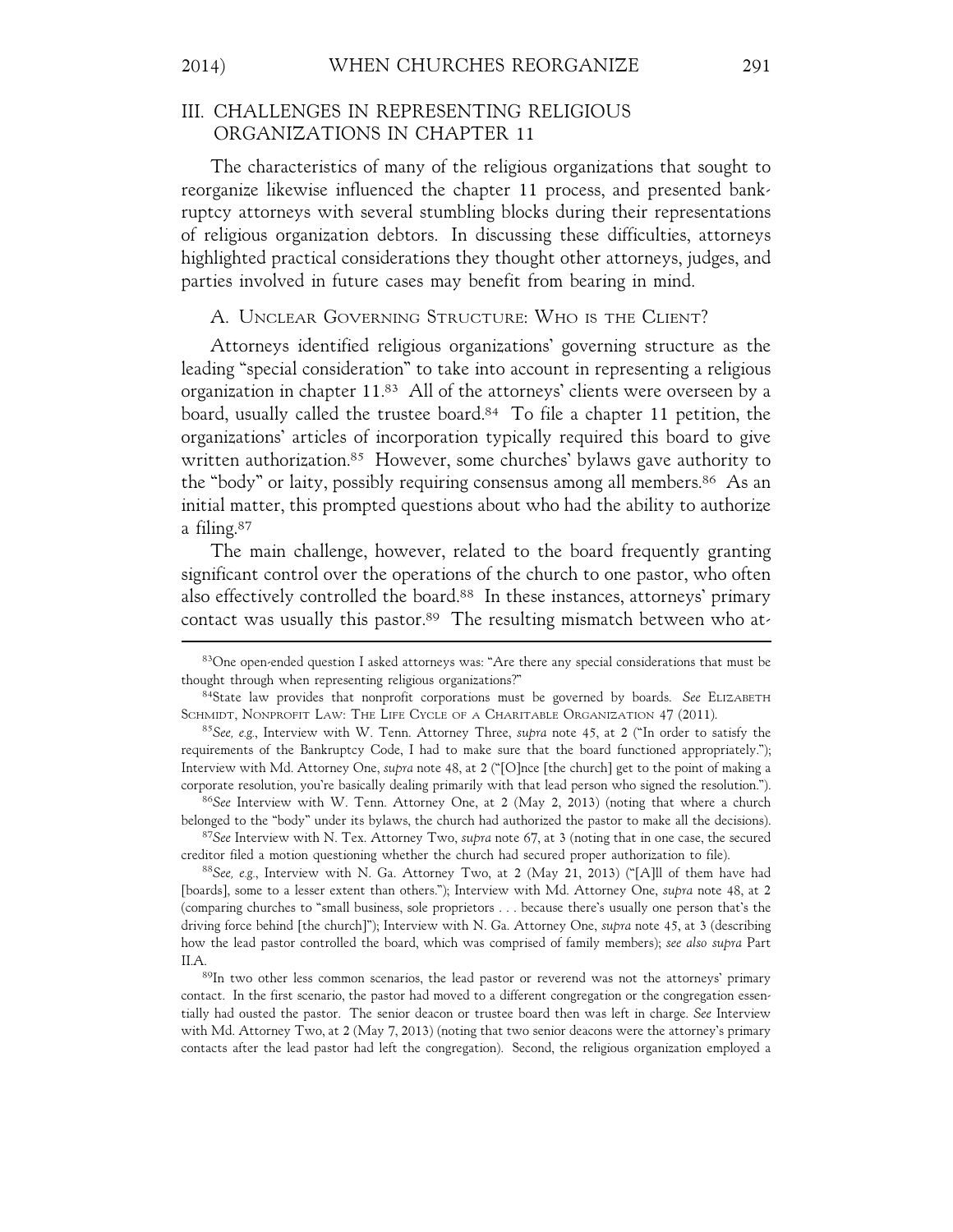## III. CHALLENGES IN REPRESENTING RELIGIOUS ORGANIZATIONS IN CHAPTER 11

The characteristics of many of the religious organizations that sought to reorganize likewise influenced the chapter 11 process, and presented bankruptcy attorneys with several stumbling blocks during their representations of religious organization debtors. In discussing these difficulties, attorneys highlighted practical considerations they thought other attorneys, judges, and parties involved in future cases may benefit from bearing in mind.

### A. Unclear Governing Structure: Who is the Client?

Attorneys identified religious organizations' governing structure as the leading "special consideration" to take into account in representing a religious organization in chapter 11.[83] All of the attorneys' clients were overseen by a board, usually called the trustee board.[84] To file a chapter 11 petition, the organizations' articles of incorporation typically required this board to give written authorization.[85] However, some churches' bylaws gave authority to the "body" or laity, possibly requiring consensus among all members.[86] As an initial matter, this prompted questions about who had the ability to authorize a filing.[87]

The main challenge, however, related to the board frequently granting significant control over the operations of the church to one pastor, who often also effectively controlled the board.[88] In these instances, attorneys' primary contact was usually this pastor.[89] The resulting mismatch between who at-

---

[83]One open-ended question I asked attorneys was: "Are there any special considerations that must be thought through when representing religious organizations?"

[84]State law provides that nonprofit corporations must be governed by boards. *See* Elizabeth Schmidt, Nonprofit Law: The Life Cycle of a Charitable Organization 47 (2011).

[85]*See, e.g.*, Interview with W. Tenn. Attorney Three, *supra* note 45, at 2 ("In order to satisfy the requirements of the Bankruptcy Code, I had to make sure that the board functioned appropriately."); Interview with Md. Attorney One, *supra* note 48, at 2 ("[O]nce [the church] get to the point of making a corporate resolution, you're basically dealing primarily with that lead person who signed the resolution.").

[86]*See* Interview with W. Tenn. Attorney One, at 2 (May 2, 2013) (noting that where a church belonged to the "body" under its bylaws, the church had authorized the pastor to make all the decisions).

[87]*See* Interview with N. Tex. Attorney Two, *supra* note 67, at 3 (noting that in one case, the secured creditor filed a motion questioning whether the church had secured proper authorization to file).

[88]*See, e.g.*, Interview with N. Ga. Attorney Two, at 2 (May 21, 2013) ("[A]ll of them have had [boards], some to a lesser extent than others."); Interview with Md. Attorney One, *supra* note 48, at 2 (comparing churches to "small business, sole proprietors . . . because there's usually one person that's the driving force behind [the church]"); Interview with N. Ga. Attorney One, *supra* note 45, at 3 (describing how the lead pastor controlled the board, which was comprised of family members); *see also supra* Part II.A.

[89]In two other less common scenarios, the lead pastor or reverend was not the attorneys' primary contact. In the first scenario, the pastor had moved to a different congregation or the congregation essentially had ousted the pastor. The senior deacon or trustee board then was left in charge. *See* Interview with Md. Attorney Two, at 2 (May 7, 2013) (noting that two senior deacons were the attorney's primary contacts after the lead pastor had left the congregation). Second, the religious organization employed a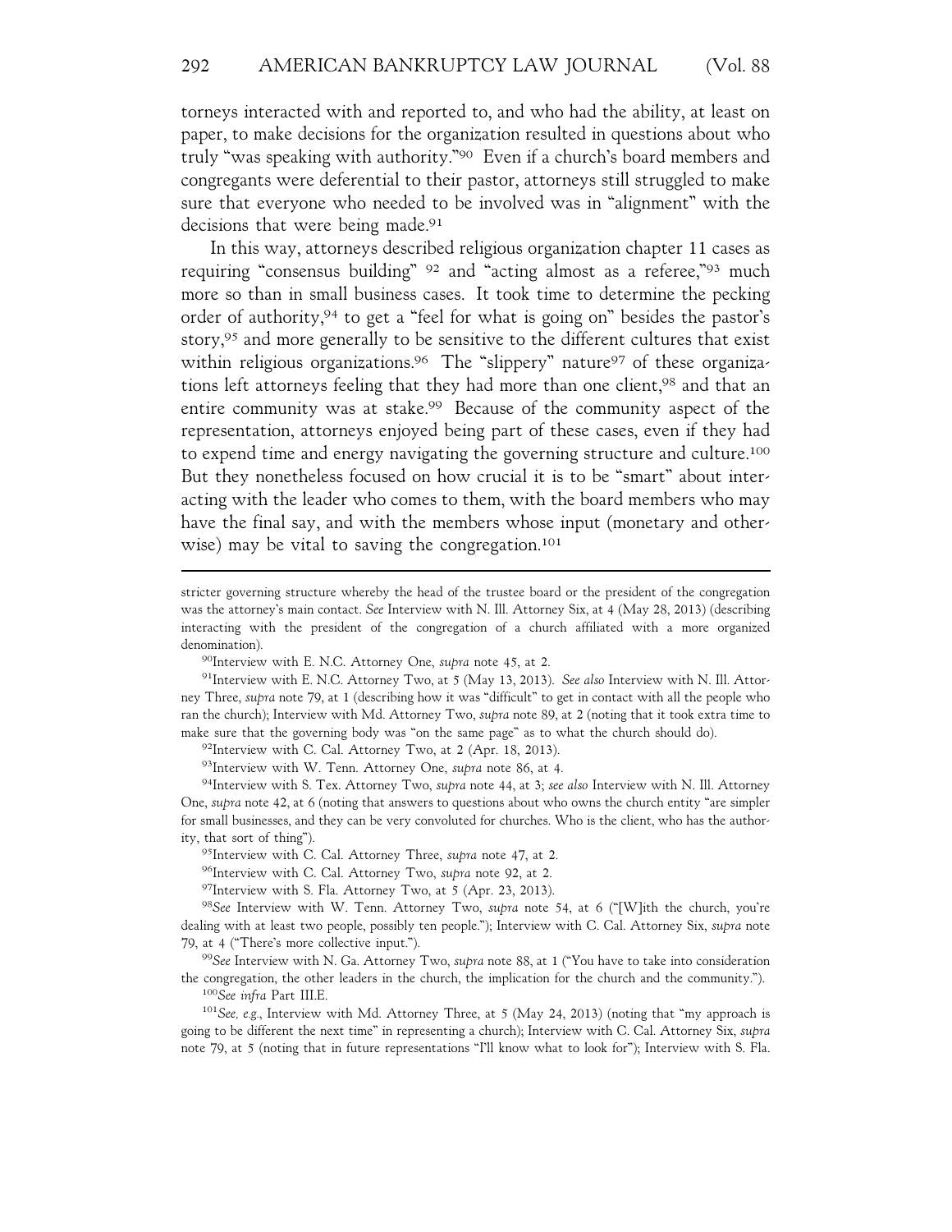torneys interacted with and reported to, and who had the ability, at least on paper, to make decisions for the organization resulted in questions about who truly "was speaking with authority."[90] Even if a church's board members and congregants were deferential to their pastor, attorneys still struggled to make sure that everyone who needed to be involved was in "alignment" with the decisions that were being made.[91]

In this way, attorneys described religious organization chapter 11 cases as requiring "consensus building" [92] and "acting almost as a referee,"[93] much more so than in small business cases. It took time to determine the pecking order of authority,[94] to get a "feel for what is going on" besides the pastor's story,[95] and more generally to be sensitive to the different cultures that exist within religious organizations.[96] The "slippery" nature[97] of these organizations left attorneys feeling that they had more than one client,[98] and that an entire community was at stake.[99] Because of the community aspect of the representation, attorneys enjoyed being part of these cases, even if they had to expend time and energy navigating the governing structure and culture.[100] But they nonetheless focused on how crucial it is to be "smart" about interacting with the leader who comes to them, with the board members who may have the final say, and with the members whose input (monetary and otherwise) may be vital to saving the congregation.[101]

---

stricter governing structure whereby the head of the trustee board or the president of the congregation was the attorney's main contact. *See* Interview with N. Ill. Attorney Six, at 4 (May 28, 2013) (describing interacting with the president of the congregation of a church affiliated with a more organized denomination).

[90]Interview with E. N.C. Attorney One, *supra* note 45, at 2.

[91]Interview with E. N.C. Attorney Two, at 5 (May 13, 2013). *See also* Interview with N. Ill. Attorney Three, *supra* note 79, at 1 (describing how it was "difficult" to get in contact with all the people who ran the church); Interview with Md. Attorney Two, *supra* note 89, at 2 (noting that it took extra time to make sure that the governing body was "on the same page" as to what the church should do).

[92]Interview with C. Cal. Attorney Two, at 2 (Apr. 18, 2013).

[93]Interview with W. Tenn. Attorney One, *supra* note 86, at 4.

[94]Interview with S. Tex. Attorney Two, *supra* note 44, at 3; *see also* Interview with N. Ill. Attorney One, *supra* note 42, at 6 (noting that answers to questions about who owns the church entity "are simpler for small businesses, and they can be very convoluted for churches. Who is the client, who has the authority, that sort of thing").

[95]Interview with C. Cal. Attorney Three, *supra* note 47, at 2.

[96]Interview with C. Cal. Attorney Two, *supra* note 92, at 2.

[97]Interview with S. Fla. Attorney Two, at 5 (Apr. 23, 2013).

[98]*See* Interview with W. Tenn. Attorney Two, *supra* note 54, at 6 ("[W]ith the church, you're dealing with at least two people, possibly ten people."); Interview with C. Cal. Attorney Six, *supra* note 79, at 4 ("There's more collective input.").

[99]*See* Interview with N. Ga. Attorney Two, *supra* note 88, at 1 ("You have to take into consideration the congregation, the other leaders in the church, the implication for the church and the community.").

[100]*See infra* Part III.E.

[101]*See, e.g.*, Interview with Md. Attorney Three, at 5 (May 24, 2013) (noting that "my approach is going to be different the next time" in representing a church); Interview with C. Cal. Attorney Six, *supra* note 79, at 5 (noting that in future representations "I'll know what to look for"); Interview with S. Fla.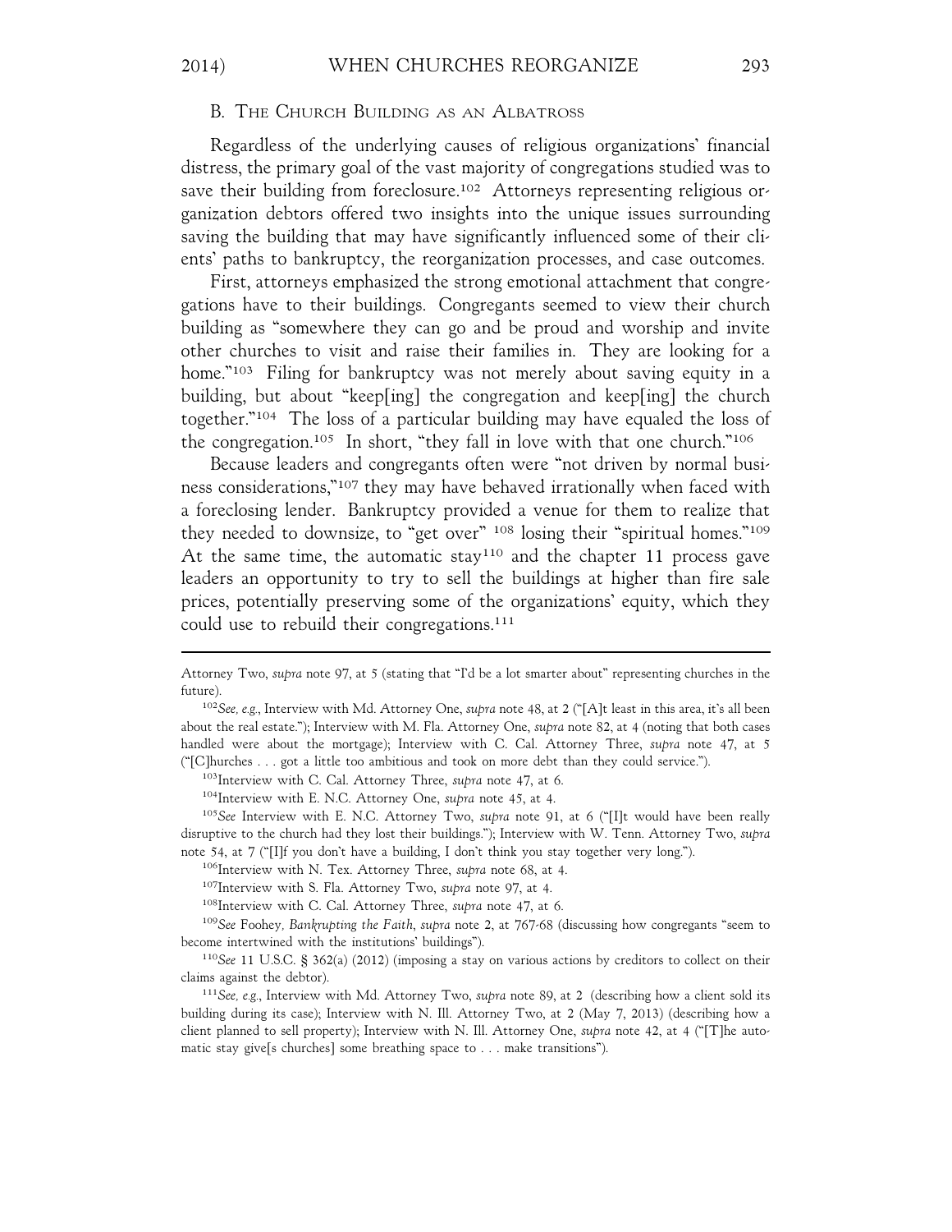### B. The Church Building as an Albatross

Regardless of the underlying causes of religious organizations' financial distress, the primary goal of the vast majority of congregations studied was to save their building from foreclosure.[102] Attorneys representing religious organization debtors offered two insights into the unique issues surrounding saving the building that may have significantly influenced some of their clients' paths to bankruptcy, the reorganization processes, and case outcomes.

First, attorneys emphasized the strong emotional attachment that congregations have to their buildings. Congregants seemed to view their church building as "somewhere they can go and be proud and worship and invite other churches to visit and raise their families in. They are looking for a home."[103] Filing for bankruptcy was not merely about saving equity in a building, but about "keep[ing] the congregation and keep[ing] the church together."[104] The loss of a particular building may have equaled the loss of the congregation.[105] In short, "they fall in love with that one church."[106]

Because leaders and congregants often were "not driven by normal business considerations,"[107] they may have behaved irrationally when faced with a foreclosing lender. Bankruptcy provided a venue for them to realize that they needed to downsize, to "get over" [108] losing their "spiritual homes."[109] At the same time, the automatic stay[110] and the chapter 11 process gave leaders an opportunity to try to sell the buildings at higher than fire sale prices, potentially preserving some of the organizations' equity, which they could use to rebuild their congregations.[111]

---

Attorney Two, *supra* note 97, at 5 (stating that "I'd be a lot smarter about" representing churches in the future).

[102] *See, e.g.*, Interview with Md. Attorney One, *supra* note 48, at 2 ("[A]t least in this area, it's all been about the real estate."); Interview with M. Fla. Attorney One, *supra* note 82, at 4 (noting that both cases handled were about the mortgage); Interview with C. Cal. Attorney Three, *supra* note 47, at 5 ("[C]hurches . . . got a little too ambitious and took on more debt than they could service.").

[103] Interview with C. Cal. Attorney Three, *supra* note 47, at 6.

[104] Interview with E. N.C. Attorney One, *supra* note 45, at 4.

[105] *See* Interview with E. N.C. Attorney Two, *supra* note 91, at 6 ("[I]t would have been really disruptive to the church had they lost their buildings."); Interview with W. Tenn. Attorney Two, *supra* note 54, at 7 ("[I]f you don't have a building, I don't think you stay together very long.").

[106] Interview with N. Tex. Attorney Three, *supra* note 68, at 4.

[107] Interview with S. Fla. Attorney Two, *supra* note 97, at 4.

[108] Interview with C. Cal. Attorney Three, *supra* note 47, at 6.

[109] *See* Foohey, *Bankrupting the Faith*, *supra* note 2, at 767-68 (discussing how congregants "seem to become intertwined with the institutions' buildings").

[110] *See* 11 U.S.C. § 362(a) (2012) (imposing a stay on various actions by creditors to collect on their claims against the debtor).

[111] *See, e.g.*, Interview with Md. Attorney Two, *supra* note 89, at 2 (describing how a client sold its building during its case); Interview with N. Ill. Attorney Two, at 2 (May 7, 2013) (describing how a client planned to sell property); Interview with N. Ill. Attorney One, *supra* note 42, at 4 ("[T]he automatic stay give[s churches] some breathing space to . . . make transitions").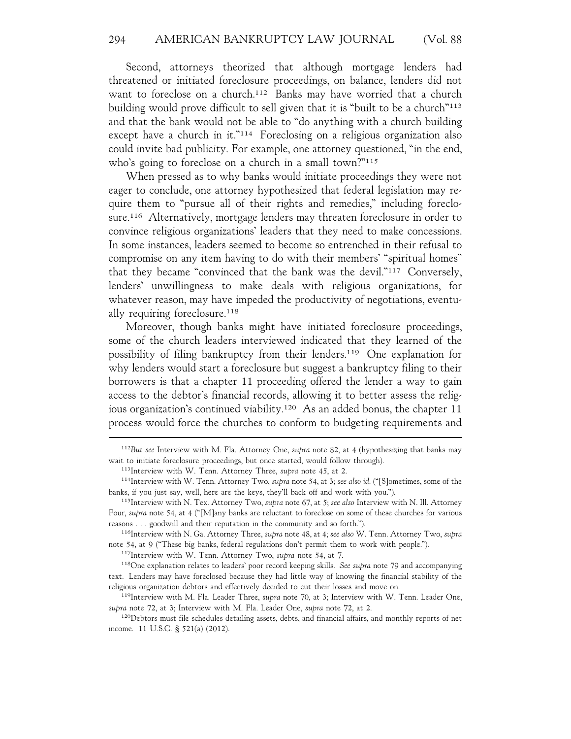Second, attorneys theorized that although mortgage lenders had threatened or initiated foreclosure proceedings, on balance, lenders did not want to foreclose on a church.[112] Banks may have worried that a church building would prove difficult to sell given that it is "built to be a church"[113] and that the bank would not be able to "do anything with a church building except have a church in it."[114] Foreclosing on a religious organization also could invite bad publicity. For example, one attorney questioned, "in the end, who's going to foreclose on a church in a small town?"[115]

When pressed as to why banks would initiate proceedings they were not eager to conclude, one attorney hypothesized that federal legislation may require them to "pursue all of their rights and remedies," including foreclosure.[116] Alternatively, mortgage lenders may threaten foreclosure in order to convince religious organizations' leaders that they need to make concessions. In some instances, leaders seemed to become so entrenched in their refusal to compromise on any item having to do with their members' "spiritual homes" that they became "convinced that the bank was the devil."[117] Conversely, lenders' unwillingness to make deals with religious organizations, for whatever reason, may have impeded the productivity of negotiations, eventually requiring foreclosure.[118]

Moreover, though banks might have initiated foreclosure proceedings, some of the church leaders interviewed indicated that they learned of the possibility of filing bankruptcy from their lenders.[119] One explanation for why lenders would start a foreclosure but suggest a bankruptcy filing to their borrowers is that a chapter 11 proceeding offered the lender a way to gain access to the debtor's financial records, allowing it to better assess the religious organization's continued viability.[120] As an added bonus, the chapter 11 process would force the churches to conform to budgeting requirements and

---

[112] *But see* Interview with M. Fla. Attorney One, *supra* note 82, at 4 (hypothesizing that banks may wait to initiate foreclosure proceedings, but once started, would follow through).

[113] Interview with W. Tenn. Attorney Three, *supra* note 45, at 2.

[114] Interview with W. Tenn. Attorney Two, *supra* note 54, at 3; *see also id.* ("[S]ometimes, some of the banks, if you just say, well, here are the keys, they'll back off and work with you.").

[115] Interview with N. Tex. Attorney Two, *supra* note 67, at 5; *see also* Interview with N. Ill. Attorney Four, *supra* note 54, at 4 ("[M]any banks are reluctant to foreclose on some of these churches for various reasons . . . goodwill and their reputation in the community and so forth.").

[116] Interview with N. Ga. Attorney Three, *supra* note 48, at 4; *see also* W. Tenn. Attorney Two, *supra* note 54, at 9 ("These big banks, federal regulations don't permit them to work with people.").

[117] Interview with W. Tenn. Attorney Two, *supra* note 54, at 7.

[118] One explanation relates to leaders' poor record keeping skills. *See supra* note 79 and accompanying text. Lenders may have foreclosed because they had little way of knowing the financial stability of the religious organization debtors and effectively decided to cut their losses and move on.

[119] Interview with M. Fla. Leader Three, *supra* note 70, at 3; Interview with W. Tenn. Leader One, *supra* note 72, at 3; Interview with M. Fla. Leader One, *supra* note 72, at 2.

[120] Debtors must file schedules detailing assets, debts, and financial affairs, and monthly reports of net income. 11 U.S.C. § 521(a) (2012).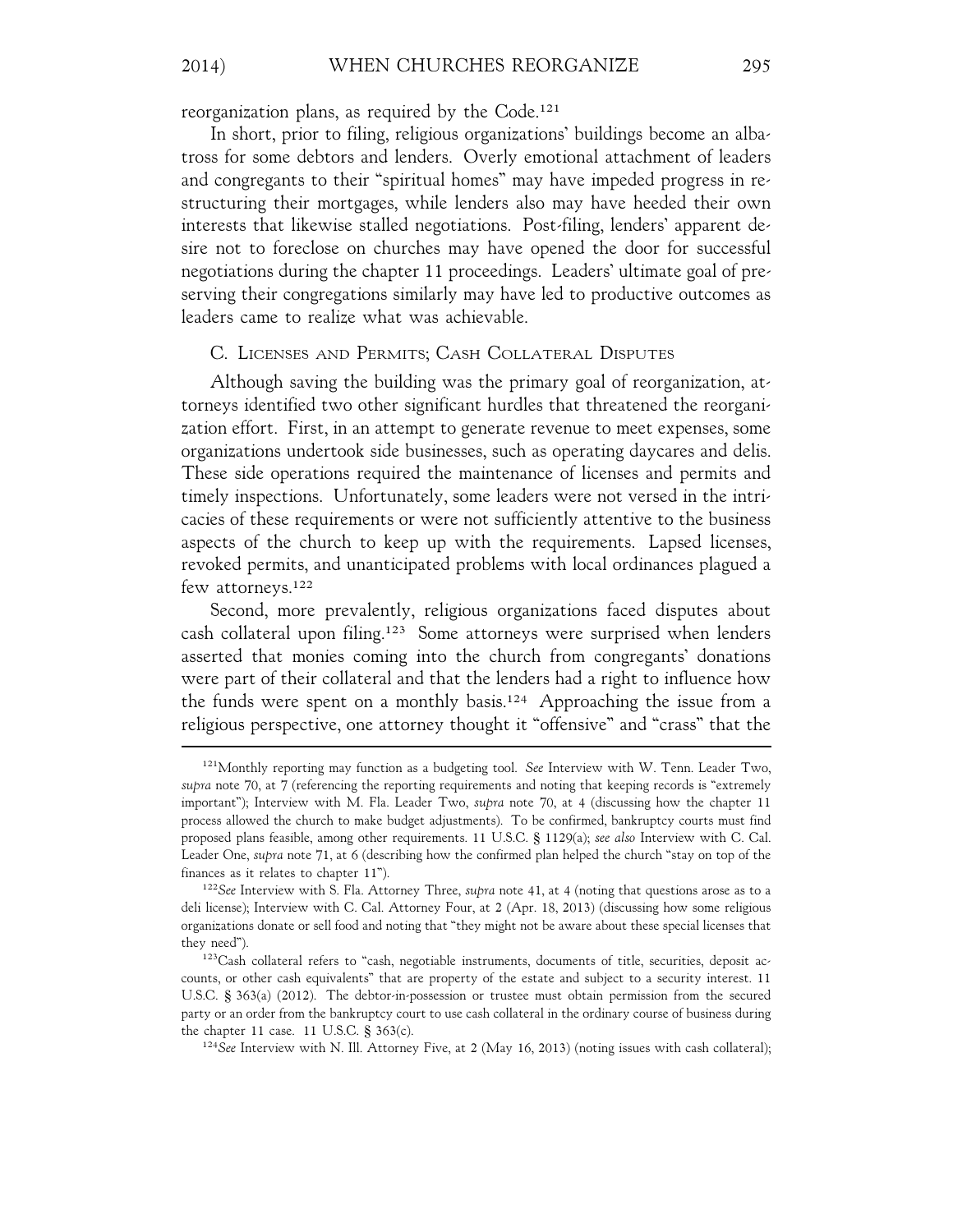reorganization plans, as required by the Code.[121]

In short, prior to filing, religious organizations' buildings become an albatross for some debtors and lenders. Overly emotional attachment of leaders and congregants to their "spiritual homes" may have impeded progress in restructuring their mortgages, while lenders also may have heeded their own interests that likewise stalled negotiations. Post-filing, lenders' apparent desire not to foreclose on churches may have opened the door for successful negotiations during the chapter 11 proceedings. Leaders' ultimate goal of preserving their congregations similarly may have led to productive outcomes as leaders came to realize what was achievable.

### C. Licenses and Permits; Cash Collateral Disputes

Although saving the building was the primary goal of reorganization, attorneys identified two other significant hurdles that threatened the reorganization effort. First, in an attempt to generate revenue to meet expenses, some organizations undertook side businesses, such as operating daycares and delis. These side operations required the maintenance of licenses and permits and timely inspections. Unfortunately, some leaders were not versed in the intricacies of these requirements or were not sufficiently attentive to the business aspects of the church to keep up with the requirements. Lapsed licenses, revoked permits, and unanticipated problems with local ordinances plagued a few attorneys.[122]

Second, more prevalently, religious organizations faced disputes about cash collateral upon filing.[123] Some attorneys were surprised when lenders asserted that monies coming into the church from congregants' donations were part of their collateral and that the lenders had a right to influence how the funds were spent on a monthly basis.[124] Approaching the issue from a religious perspective, one attorney thought it "offensive" and "crass" that the

---

[121] Monthly reporting may function as a budgeting tool. *See* Interview with W. Tenn. Leader Two, *supra* note 70, at 7 (referencing the reporting requirements and noting that keeping records is "extremely important"); Interview with M. Fla. Leader Two, *supra* note 70, at 4 (discussing how the chapter 11 process allowed the church to make budget adjustments). To be confirmed, bankruptcy courts must find proposed plans feasible, among other requirements. 11 U.S.C. § 1129(a); *see also* Interview with C. Cal. Leader One, *supra* note 71, at 6 (describing how the confirmed plan helped the church "stay on top of the finances as it relates to chapter 11").

[122] *See* Interview with S. Fla. Attorney Three, *supra* note 41, at 4 (noting that questions arose as to a deli license); Interview with C. Cal. Attorney Four, at 2 (Apr. 18, 2013) (discussing how some religious organizations donate or sell food and noting that "they might not be aware about these special licenses that they need").

[123] Cash collateral refers to "cash, negotiable instruments, documents of title, securities, deposit accounts, or other cash equivalents" that are property of the estate and subject to a security interest. 11 U.S.C. § 363(a) (2012). The debtor-in-possession or trustee must obtain permission from the secured party or an order from the bankruptcy court to use cash collateral in the ordinary course of business during the chapter 11 case. 11 U.S.C. § 363(c).

[124] *See* Interview with N. Ill. Attorney Five, at 2 (May 16, 2013) (noting issues with cash collateral);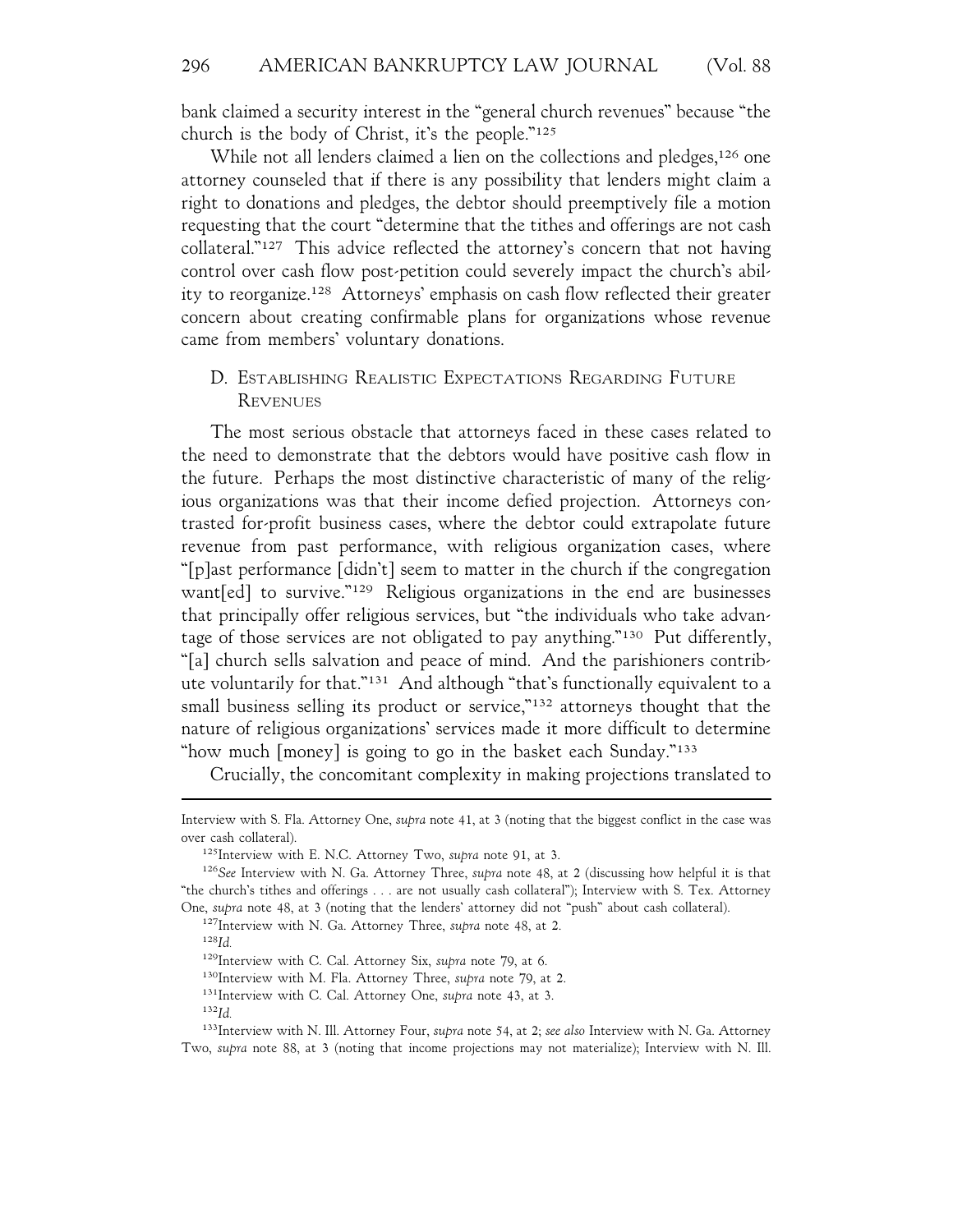bank claimed a security interest in the "general church revenues" because "the church is the body of Christ, it's the people."[125]

While not all lenders claimed a lien on the collections and pledges,[126] one attorney counseled that if there is any possibility that lenders might claim a right to donations and pledges, the debtor should preemptively file a motion requesting that the court "determine that the tithes and offerings are not cash collateral."[127] This advice reflected the attorney's concern that not having control over cash flow post-petition could severely impact the church's ability to reorganize.[128] Attorneys' emphasis on cash flow reflected their greater concern about creating confirmable plans for organizations whose revenue came from members' voluntary donations.

## D. Establishing Realistic Expectations Regarding Future Revenues

The most serious obstacle that attorneys faced in these cases related to the need to demonstrate that the debtors would have positive cash flow in the future. Perhaps the most distinctive characteristic of many of the religious organizations was that their income defied projection. Attorneys contrasted for-profit business cases, where the debtor could extrapolate future revenue from past performance, with religious organization cases, where "[p]ast performance [didn't] seem to matter in the church if the congregation want[ed] to survive."[129] Religious organizations in the end are businesses that principally offer religious services, but "the individuals who take advantage of those services are not obligated to pay anything."[130] Put differently, "[a] church sells salvation and peace of mind. And the parishioners contribute voluntarily for that."[131] And although "that's functionally equivalent to a small business selling its product or service,"[132] attorneys thought that the nature of religious organizations' services made it more difficult to determine "how much [money] is going to go in the basket each Sunday."[133]

Crucially, the concomitant complexity in making projections translated to

---

Interview with S. Fla. Attorney One, *supra* note 41, at 3 (noting that the biggest conflict in the case was over cash collateral).

[125] Interview with E. N.C. Attorney Two, *supra* note 91, at 3.

[126] *See* Interview with N. Ga. Attorney Three, *supra* note 48, at 2 (discussing how helpful it is that "the church's tithes and offerings . . . are not usually cash collateral"); Interview with S. Tex. Attorney One, *supra* note 48, at 3 (noting that the lenders' attorney did not "push" about cash collateral).

[127] Interview with N. Ga. Attorney Three, *supra* note 48, at 2.

[128] *Id.*

[129] Interview with C. Cal. Attorney Six, *supra* note 79, at 6.

[130] Interview with M. Fla. Attorney Three, *supra* note 79, at 2.

[131] Interview with C. Cal. Attorney One, *supra* note 43, at 3.

[132] *Id.*

[133] Interview with N. Ill. Attorney Four, *supra* note 54, at 2; *see also* Interview with N. Ga. Attorney Two, *supra* note 88, at 3 (noting that income projections may not materialize); Interview with N. Ill.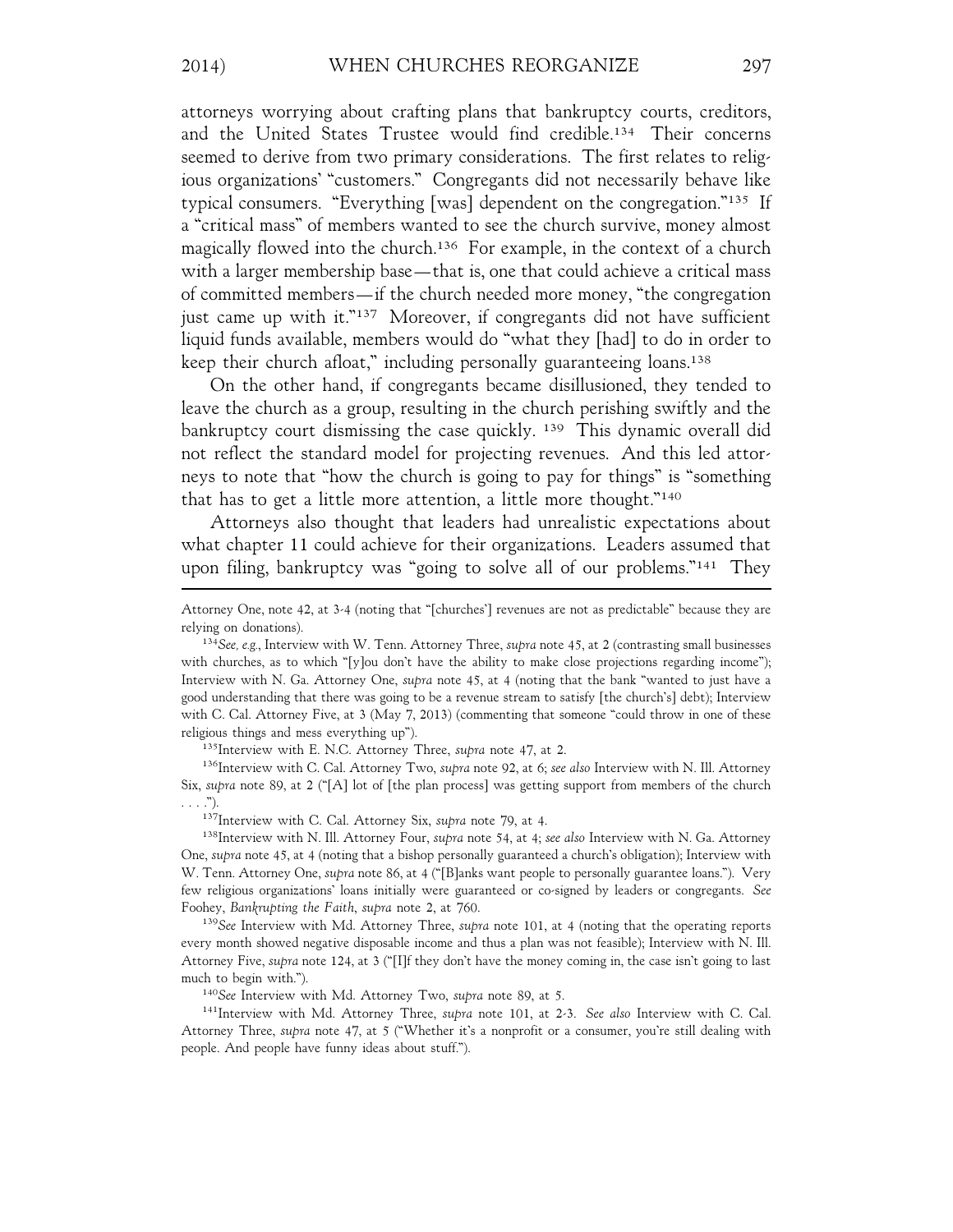attorneys worrying about crafting plans that bankruptcy courts, creditors, and the United States Trustee would find credible.[134] Their concerns seemed to derive from two primary considerations. The first relates to religious organizations' "customers." Congregants did not necessarily behave like typical consumers. "Everything [was] dependent on the congregation."[135] If a "critical mass" of members wanted to see the church survive, money almost magically flowed into the church.[136] For example, in the context of a church with a larger membership base—that is, one that could achieve a critical mass of committed members—if the church needed more money, "the congregation just came up with it."[137] Moreover, if congregants did not have sufficient liquid funds available, members would do "what they [had] to do in order to keep their church afloat," including personally guaranteeing loans.[138]

On the other hand, if congregants became disillusioned, they tended to leave the church as a group, resulting in the church perishing swiftly and the bankruptcy court dismissing the case quickly. [139] This dynamic overall did not reflect the standard model for projecting revenues. And this led attorneys to note that "how the church is going to pay for things" is "something that has to get a little more attention, a little more thought."[140]

Attorneys also thought that leaders had unrealistic expectations about what chapter 11 could achieve for their organizations. Leaders assumed that upon filing, bankruptcy was "going to solve all of our problems."[141] They

---

Attorney One, note 42, at 3-4 (noting that "[churches'] revenues are not as predictable" because they are relying on donations).

[134] *See, e.g.*, Interview with W. Tenn. Attorney Three, *supra* note 45, at 2 (contrasting small businesses with churches, as to which "[y]ou don't have the ability to make close projections regarding income"); Interview with N. Ga. Attorney One, *supra* note 45, at 4 (noting that the bank "wanted to just have a good understanding that there was going to be a revenue stream to satisfy [the church's] debt); Interview with C. Cal. Attorney Five, at 3 (May 7, 2013) (commenting that someone "could throw in one of these religious things and mess everything up").

[135] Interview with E. N.C. Attorney Three, *supra* note 47, at 2.

[136] Interview with C. Cal. Attorney Two, *supra* note 92, at 6; *see also* Interview with N. Ill. Attorney Six, *supra* note 89, at 2 ("[A] lot of [the plan process] was getting support from members of the church . . . .").

[137] Interview with C. Cal. Attorney Six, *supra* note 79, at 4.

[138] Interview with N. Ill. Attorney Four, *supra* note 54, at 4; *see also* Interview with N. Ga. Attorney One, *supra* note 45, at 4 (noting that a bishop personally guaranteed a church's obligation); Interview with W. Tenn. Attorney One, *supra* note 86, at 4 ("[B]anks want people to personally guarantee loans."). Very few religious organizations' loans initially were guaranteed or co-signed by leaders or congregants. *See* Foohey, *Bankrupting the Faith*, *supra* note 2, at 760.

[139] *See* Interview with Md. Attorney Three, *supra* note 101, at 4 (noting that the operating reports every month showed negative disposable income and thus a plan was not feasible); Interview with N. Ill. Attorney Five, *supra* note 124, at 3 ("[I]f they don't have the money coming in, the case isn't going to last much to begin with.").

[140] *See* Interview with Md. Attorney Two, *supra* note 89, at 5.

[141] Interview with Md. Attorney Three, *supra* note 101, at 2-3. *See also* Interview with C. Cal. Attorney Three, *supra* note 47, at 5 ("Whether it's a nonprofit or a consumer, you're still dealing with people. And people have funny ideas about stuff.").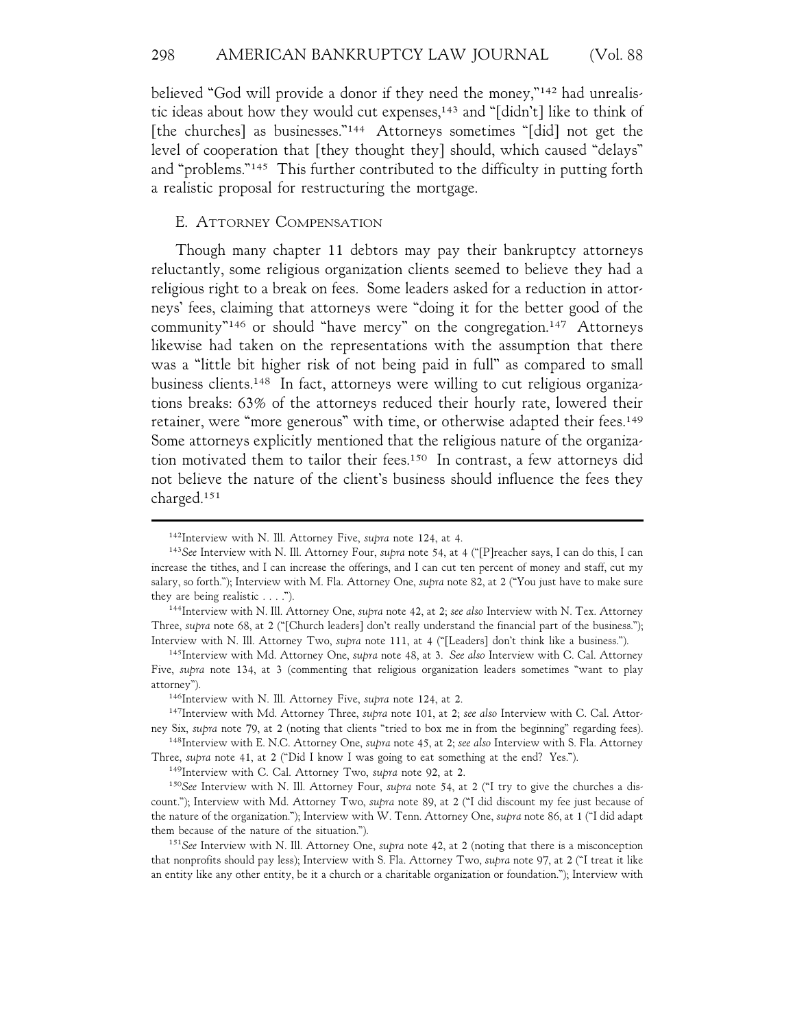believed "God will provide a donor if they need the money,"[142] had unrealistic ideas about how they would cut expenses,[143] and "[didn't] like to think of [the churches] as businesses."[144] Attorneys sometimes "[did] not get the level of cooperation that [they thought they] should, which caused "delays" and "problems."[145] This further contributed to the difficulty in putting forth a realistic proposal for restructuring the mortgage.

### E. Attorney Compensation

Though many chapter 11 debtors may pay their bankruptcy attorneys reluctantly, some religious organization clients seemed to believe they had a religious right to a break on fees. Some leaders asked for a reduction in attorneys' fees, claiming that attorneys were "doing it for the better good of the community"[146] or should "have mercy" on the congregation.[147] Attorneys likewise had taken on the representations with the assumption that there was a "little bit higher risk of not being paid in full" as compared to small business clients.[148] In fact, attorneys were willing to cut religious organizations breaks: 63% of the attorneys reduced their hourly rate, lowered their retainer, were "more generous" with time, or otherwise adapted their fees.[149] Some attorneys explicitly mentioned that the religious nature of the organization motivated them to tailor their fees.[150] In contrast, a few attorneys did not believe the nature of the client's business should influence the fees they charged.[151]

---

[142] Interview with N. Ill. Attorney Five, *supra* note 124, at 4.

[143] *See* Interview with N. Ill. Attorney Four, *supra* note 54, at 4 ("[P]reacher says, I can do this, I can increase the tithes, and I can increase the offerings, and I can cut ten percent of money and staff, cut my salary, so forth."); Interview with M. Fla. Attorney One, *supra* note 82, at 2 ("You just have to make sure they are being realistic . . . .").

[144] Interview with N. Ill. Attorney One, *supra* note 42, at 2; *see also* Interview with N. Tex. Attorney Three, *supra* note 68, at 2 ("[Church leaders] don't really understand the financial part of the business."); Interview with N. Ill. Attorney Two, *supra* note 111, at 4 ("[Leaders] don't think like a business.").

[145] Interview with Md. Attorney One, *supra* note 48, at 3. *See also* Interview with C. Cal. Attorney Five, *supra* note 134, at 3 (commenting that religious organization leaders sometimes "want to play attorney").

[146] Interview with N. Ill. Attorney Five, *supra* note 124, at 2.

[147] Interview with Md. Attorney Three, *supra* note 101, at 2; *see also* Interview with C. Cal. Attorney Six, *supra* note 79, at 2 (noting that clients "tried to box me in from the beginning" regarding fees).

[148] Interview with E. N.C. Attorney One, *supra* note 45, at 2; *see also* Interview with S. Fla. Attorney Three, *supra* note 41, at 2 ("Did I know I was going to eat something at the end? Yes.").

[149] Interview with C. Cal. Attorney Two, *supra* note 92, at 2.

[150] *See* Interview with N. Ill. Attorney Four, *supra* note 54, at 2 ("I try to give the churches a discount."); Interview with Md. Attorney Two, *supra* note 89, at 2 ("I did discount my fee just because of the nature of the organization."); Interview with W. Tenn. Attorney One, *supra* note 86, at 1 ("I did adapt them because of the nature of the situation.").

[151] *See* Interview with N. Ill. Attorney One, *supra* note 42, at 2 (noting that there is a misconception that nonprofits should pay less); Interview with S. Fla. Attorney Two, *supra* note 97, at 2 ("I treat it like an entity like any other entity, be it a church or a charitable organization or foundation."); Interview with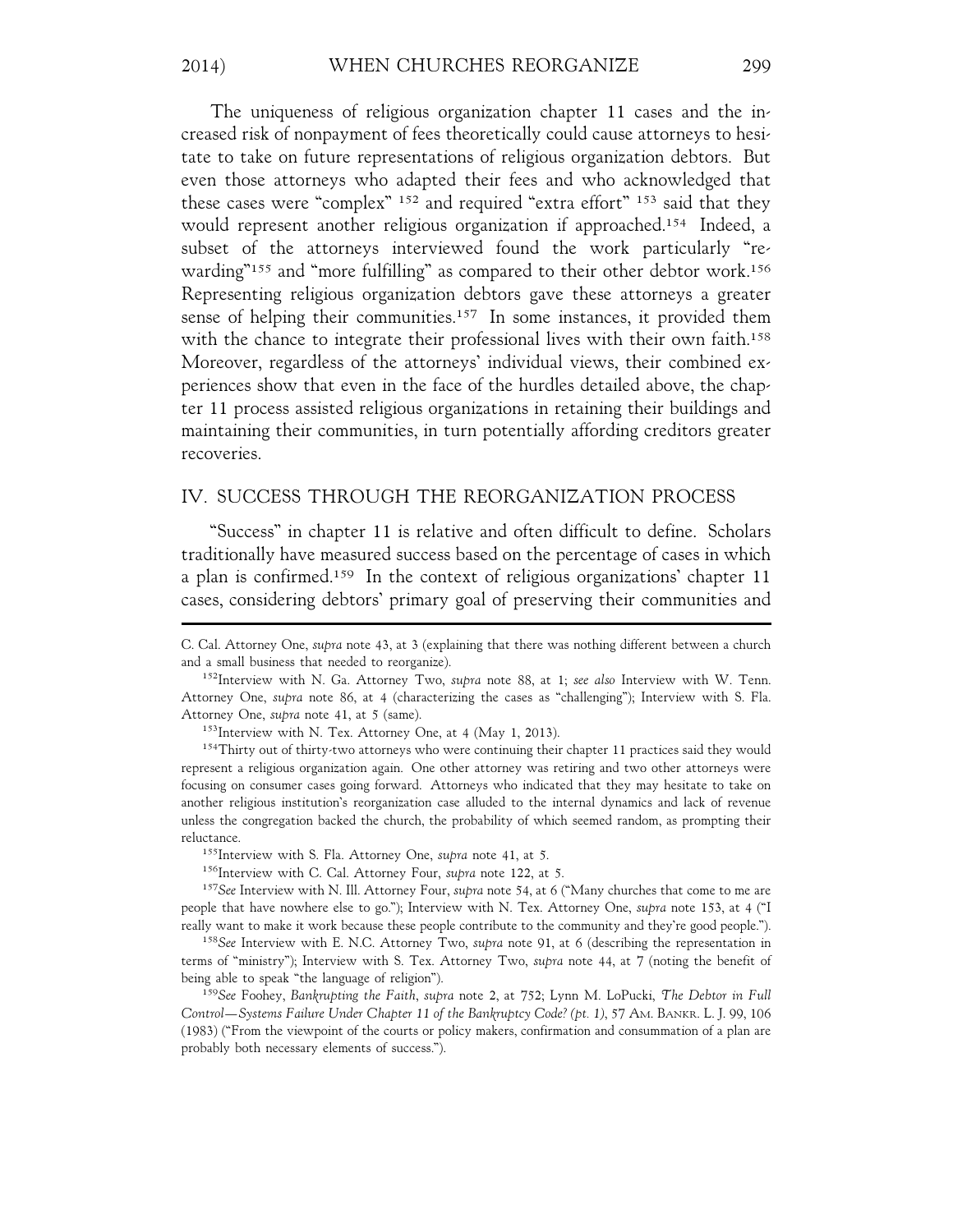The uniqueness of religious organization chapter 11 cases and the increased risk of nonpayment of fees theoretically could cause attorneys to hesitate to take on future representations of religious organization debtors. But even those attorneys who adapted their fees and who acknowledged that these cases were "complex" [152] and required "extra effort" [153] said that they would represent another religious organization if approached.[154] Indeed, a subset of the attorneys interviewed found the work particularly "rewarding"[155] and "more fulfilling" as compared to their other debtor work.[156] Representing religious organization debtors gave these attorneys a greater sense of helping their communities.[157] In some instances, it provided them with the chance to integrate their professional lives with their own faith.[158] Moreover, regardless of the attorneys' individual views, their combined experiences show that even in the face of the hurdles detailed above, the chapter 11 process assisted religious organizations in retaining their buildings and maintaining their communities, in turn potentially affording creditors greater recoveries.

## IV. SUCCESS THROUGH THE REORGANIZATION PROCESS

"Success" in chapter 11 is relative and often difficult to define. Scholars traditionally have measured success based on the percentage of cases in which a plan is confirmed.[159] In the context of religious organizations' chapter 11 cases, considering debtors' primary goal of preserving their communities and

---

C. Cal. Attorney One, *supra* note 43, at 3 (explaining that there was nothing different between a church and a small business that needed to reorganize).

[152] Interview with N. Ga. Attorney Two, *supra* note 88, at 1; *see also* Interview with W. Tenn. Attorney One, *supra* note 86, at 4 (characterizing the cases as "challenging"); Interview with S. Fla. Attorney One, *supra* note 41, at 5 (same).

[153] Interview with N. Tex. Attorney One, at 4 (May 1, 2013).

[154] Thirty out of thirty-two attorneys who were continuing their chapter 11 practices said they would represent a religious organization again. One other attorney was retiring and two other attorneys were focusing on consumer cases going forward. Attorneys who indicated that they may hesitate to take on another religious institution's reorganization case alluded to the internal dynamics and lack of revenue unless the congregation backed the church, the probability of which seemed random, as prompting their reluctance.

[155] Interview with S. Fla. Attorney One, *supra* note 41, at 5.

[156] Interview with C. Cal. Attorney Four, *supra* note 122, at 5.

[157] *See* Interview with N. Ill. Attorney Four, *supra* note 54, at 6 ("Many churches that come to me are people that have nowhere else to go."); Interview with N. Tex. Attorney One, *supra* note 153, at 4 ("I really want to make it work because these people contribute to the community and they're good people.").

[158] *See* Interview with E. N.C. Attorney Two, *supra* note 91, at 6 (describing the representation in terms of "ministry"); Interview with S. Tex. Attorney Two, *supra* note 44, at 7 (noting the benefit of being able to speak "the language of religion").

[159] *See* Foohey, *Bankrupting the Faith*, *supra* note 2, at 752; Lynn M. LoPucki, *The Debtor in Full Control—Systems Failure Under Chapter 11 of the Bankruptcy Code? (pt. 1)*, 57 AM. BANKR. L. J. 99, 106 (1983) ("From the viewpoint of the courts or policy makers, confirmation and consummation of a plan are probably both necessary elements of success.").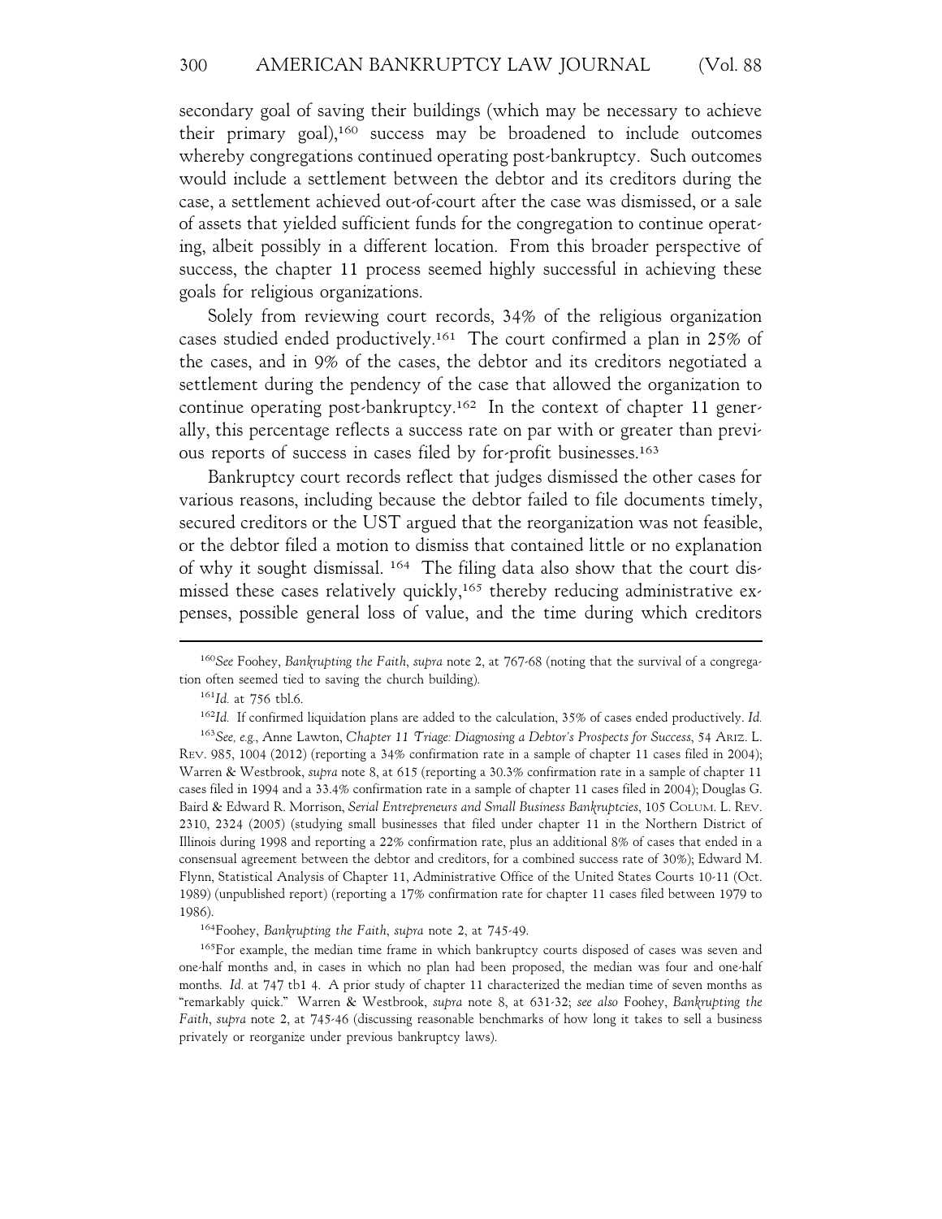secondary goal of saving their buildings (which may be necessary to achieve their primary goal),[160] success may be broadened to include outcomes whereby congregations continued operating post-bankruptcy. Such outcomes would include a settlement between the debtor and its creditors during the case, a settlement achieved out-of-court after the case was dismissed, or a sale of assets that yielded sufficient funds for the congregation to continue operating, albeit possibly in a different location. From this broader perspective of success, the chapter 11 process seemed highly successful in achieving these goals for religious organizations.

Solely from reviewing court records, 34% of the religious organization cases studied ended productively.[161] The court confirmed a plan in 25% of the cases, and in 9% of the cases, the debtor and its creditors negotiated a settlement during the pendency of the case that allowed the organization to continue operating post-bankruptcy.[162] In the context of chapter 11 generally, this percentage reflects a success rate on par with or greater than previous reports of success in cases filed by for-profit businesses.[163]

Bankruptcy court records reflect that judges dismissed the other cases for various reasons, including because the debtor failed to file documents timely, secured creditors or the UST argued that the reorganization was not feasible, or the debtor filed a motion to dismiss that contained little or no explanation of why it sought dismissal. [164] The filing data also show that the court dismissed these cases relatively quickly,[165] thereby reducing administrative expenses, possible general loss of value, and the time during which creditors

---

[160] *See* Foohey, *Bankrupting the Faith*, *supra* note 2, at 767-68 (noting that the survival of a congregation often seemed tied to saving the church building).

[161] *Id.* at 756 tbl.6.

[162] *Id.* If confirmed liquidation plans are added to the calculation, 35% of cases ended productively. *Id.*

[163] *See, e.g.*, Anne Lawton, *Chapter 11 Triage: Diagnosing a Debtor's Prospects for Success*, 54 ARIZ. L. REV. 985, 1004 (2012) (reporting a 34% confirmation rate in a sample of chapter 11 cases filed in 2004); Warren & Westbrook, *supra* note 8, at 615 (reporting a 30.3% confirmation rate in a sample of chapter 11 cases filed in 1994 and a 33.4% confirmation rate in a sample of chapter 11 cases filed in 2004); Douglas G. Baird & Edward R. Morrison, *Serial Entrepreneurs and Small Business Bankruptcies*, 105 COLUM. L. REV. 2310, 2324 (2005) (studying small businesses that filed under chapter 11 in the Northern District of Illinois during 1998 and reporting a 22% confirmation rate, plus an additional 8% of cases that ended in a consensual agreement between the debtor and creditors, for a combined success rate of 30%); Edward M. Flynn, Statistical Analysis of Chapter 11, Administrative Office of the United States Courts 10-11 (Oct. 1989) (unpublished report) (reporting a 17% confirmation rate for chapter 11 cases filed between 1979 to 1986).

[164] Foohey, *Bankrupting the Faith*, *supra* note 2, at 745-49.

[165] For example, the median time frame in which bankruptcy courts disposed of cases was seven and one-half months and, in cases in which no plan had been proposed, the median was four and one-half months. *Id.* at 747 tb1 4. A prior study of chapter 11 characterized the median time of seven months as "remarkably quick." Warren & Westbrook, *supra* note 8, at 631-32; *see also* Foohey, *Bankrupting the Faith*, *supra* note 2, at 745-46 (discussing reasonable benchmarks of how long it takes to sell a business privately or reorganize under previous bankruptcy laws).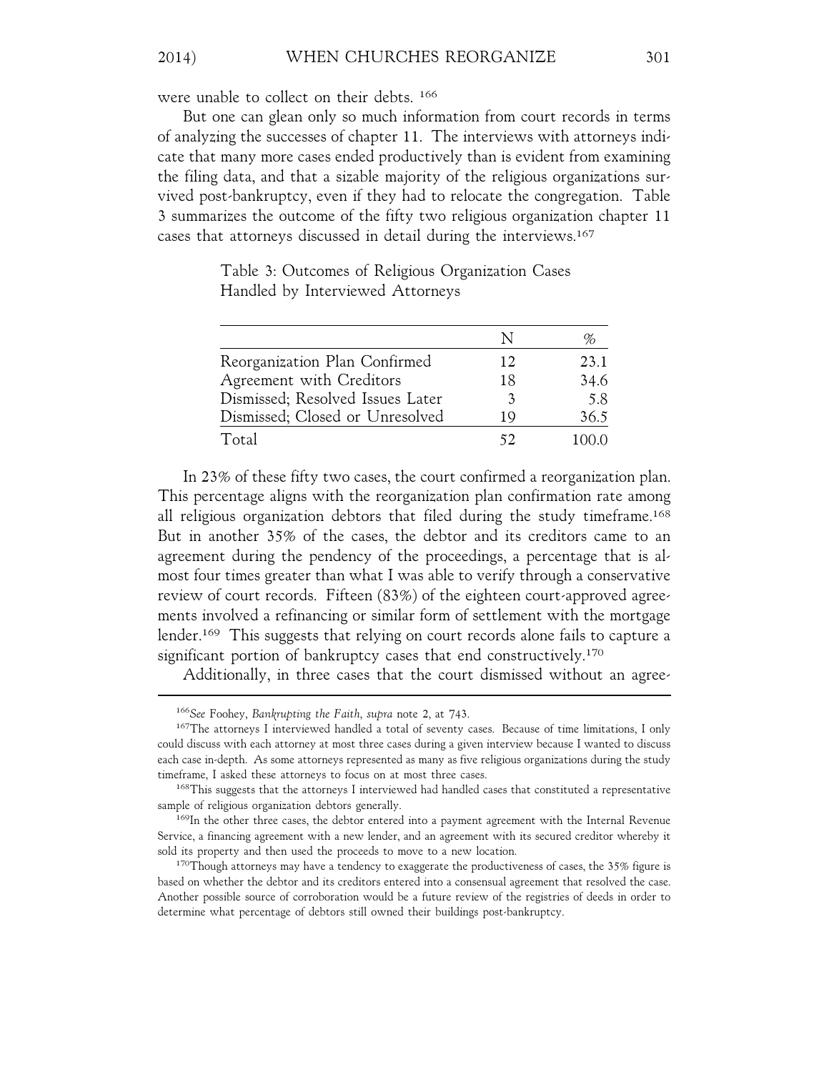were unable to collect on their debts. [166]

But one can glean only so much information from court records in terms of analyzing the successes of chapter 11. The interviews with attorneys indicate that many more cases ended productively than is evident from examining the filing data, and that a sizable majority of the religious organizations survived post-bankruptcy, even if they had to relocate the congregation. Table 3 summarizes the outcome of the fifty two religious organization chapter 11 cases that attorneys discussed in detail during the interviews.[167]

Table 3: Outcomes of Religious Organization Cases Handled by Interviewed Attorneys

| | N | % |
|---|---|---|
| Reorganization Plan Confirmed | 12 | 23.1 |
| Agreement with Creditors | 18 | 34.6 |
| Dismissed; Resolved Issues Later | 3 | 5.8 |
| Dismissed; Closed or Unresolved | 19 | 36.5 |
| Total | 52 | 100.0 |

In 23% of these fifty two cases, the court confirmed a reorganization plan. This percentage aligns with the reorganization plan confirmation rate among all religious organization debtors that filed during the study timeframe.[168] But in another 35% of the cases, the debtor and its creditors came to an agreement during the pendency of the proceedings, a percentage that is almost four times greater than what I was able to verify through a conservative review of court records. Fifteen (83%) of the eighteen court-approved agreements involved a refinancing or similar form of settlement with the mortgage lender.[169] This suggests that relying on court records alone fails to capture a significant portion of bankruptcy cases that end constructively.[170]

Additionally, in three cases that the court dismissed without an agree-

---

[166] *See* Foohey, *Bankrupting the Faith*, *supra* note 2, at 743.

[167] The attorneys I interviewed handled a total of seventy cases. Because of time limitations, I only could discuss with each attorney at most three cases during a given interview because I wanted to discuss each case in-depth. As some attorneys represented as many as five religious organizations during the study timeframe, I asked these attorneys to focus on at most three cases.

[168] This suggests that the attorneys I interviewed had handled cases that constituted a representative sample of religious organization debtors generally.

[169] In the other three cases, the debtor entered into a payment agreement with the Internal Revenue Service, a financing agreement with a new lender, and an agreement with its secured creditor whereby it sold its property and then used the proceeds to move to a new location.

[170] Though attorneys may have a tendency to exaggerate the productiveness of cases, the 35% figure is based on whether the debtor and its creditors entered into a consensual agreement that resolved the case. Another possible source of corroboration would be a future review of the registries of deeds in order to determine what percentage of debtors still owned their buildings post-bankruptcy.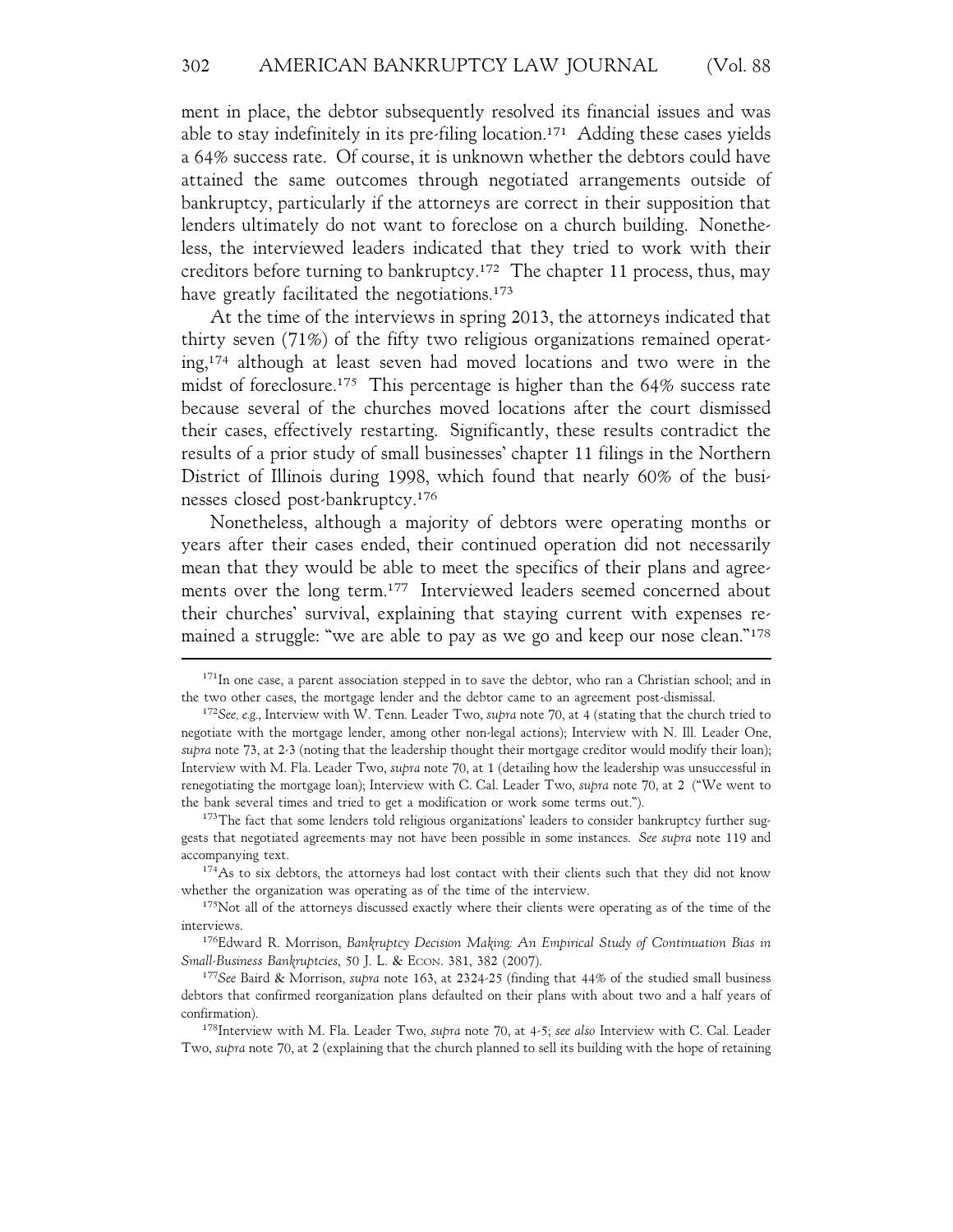ment in place, the debtor subsequently resolved its financial issues and was able to stay indefinitely in its pre-filing location.[171] Adding these cases yields a 64% success rate. Of course, it is unknown whether the debtors could have attained the same outcomes through negotiated arrangements outside of bankruptcy, particularly if the attorneys are correct in their supposition that lenders ultimately do not want to foreclose on a church building. Nonetheless, the interviewed leaders indicated that they tried to work with their creditors before turning to bankruptcy.[172] The chapter 11 process, thus, may have greatly facilitated the negotiations.[173]

At the time of the interviews in spring 2013, the attorneys indicated that thirty seven (71%) of the fifty two religious organizations remained operating,[174] although at least seven had moved locations and two were in the midst of foreclosure.[175] This percentage is higher than the 64% success rate because several of the churches moved locations after the court dismissed their cases, effectively restarting. Significantly, these results contradict the results of a prior study of small businesses' chapter 11 filings in the Northern District of Illinois during 1998, which found that nearly 60% of the businesses closed post-bankruptcy.[176]

Nonetheless, although a majority of debtors were operating months or years after their cases ended, their continued operation did not necessarily mean that they would be able to meet the specifics of their plans and agreements over the long term.[177] Interviewed leaders seemed concerned about their churches' survival, explaining that staying current with expenses remained a struggle: "we are able to pay as we go and keep our nose clean."[178]

---

[171] In one case, a parent association stepped in to save the debtor, who ran a Christian school; and in the two other cases, the mortgage lender and the debtor came to an agreement post-dismissal.

[172] *See, e.g.*, Interview with W. Tenn. Leader Two, *supra* note 70, at 4 (stating that the church tried to negotiate with the mortgage lender, among other non-legal actions); Interview with N. Ill. Leader One, *supra* note 73, at 2-3 (noting that the leadership thought their mortgage creditor would modify their loan); Interview with M. Fla. Leader Two, *supra* note 70, at 1 (detailing how the leadership was unsuccessful in renegotiating the mortgage loan); Interview with C. Cal. Leader Two, *supra* note 70, at 2 ("We went to the bank several times and tried to get a modification or work some terms out.").

[173] The fact that some lenders told religious organizations' leaders to consider bankruptcy further suggests that negotiated agreements may not have been possible in some instances. *See supra* note 119 and accompanying text.

[174] As to six debtors, the attorneys had lost contact with their clients such that they did not know whether the organization was operating as of the time of the interview.

[175] Not all of the attorneys discussed exactly where their clients were operating as of the time of the interviews.

[176] Edward R. Morrison, *Bankruptcy Decision Making: An Empirical Study of Continuation Bias in Small-Business Bankruptcies*, 50 J. L. & ECON. 381, 382 (2007).

[177] *See* Baird & Morrison, *supra* note 163, at 2324-25 (finding that 44% of the studied small business debtors that confirmed reorganization plans defaulted on their plans with about two and a half years of confirmation).

[178] Interview with M. Fla. Leader Two, *supra* note 70, at 4-5; *see also* Interview with C. Cal. Leader Two, *supra* note 70, at 2 (explaining that the church planned to sell its building with the hope of retaining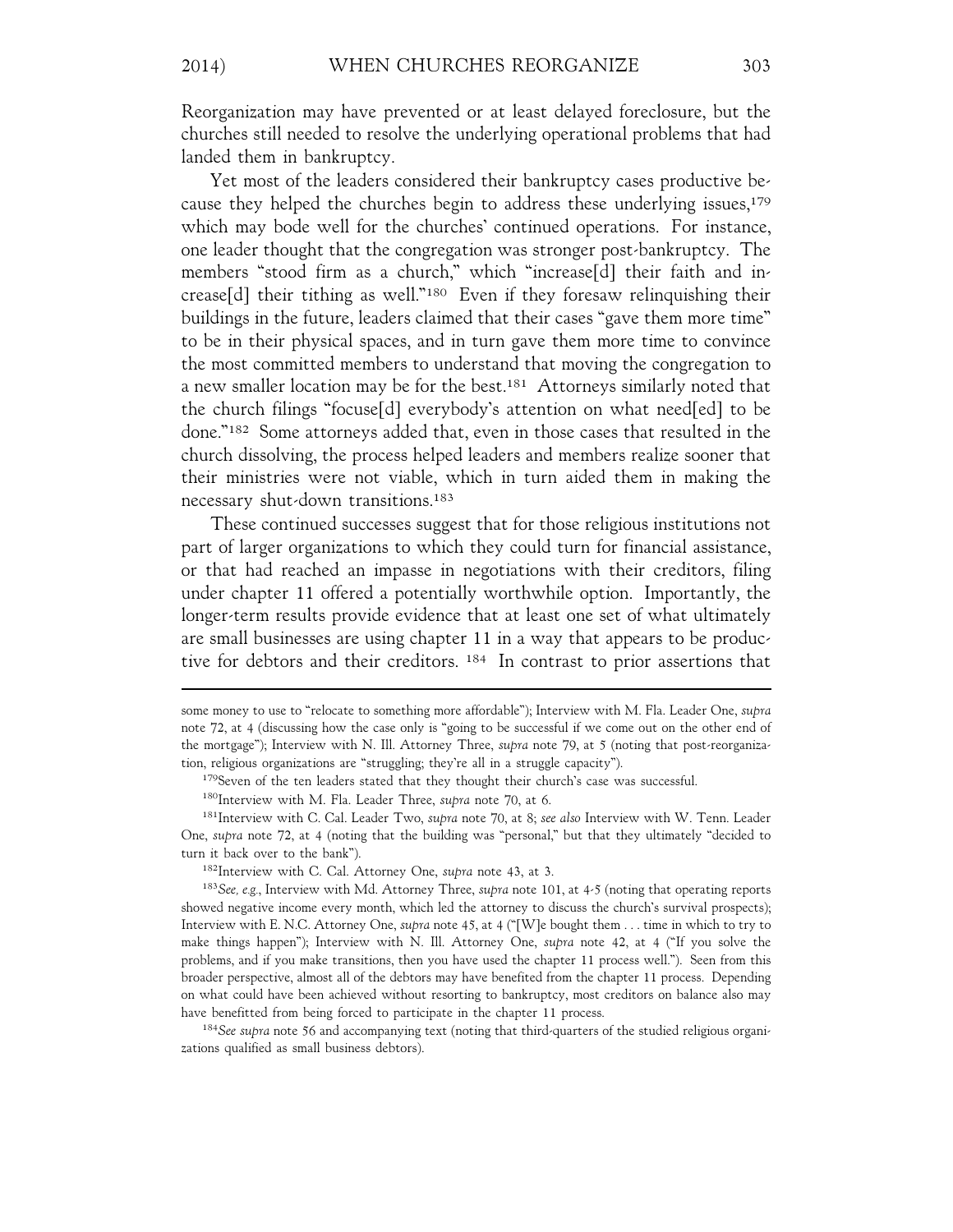Reorganization may have prevented or at least delayed foreclosure, but the churches still needed to resolve the underlying operational problems that had landed them in bankruptcy.

Yet most of the leaders considered their bankruptcy cases productive because they helped the churches begin to address these underlying issues,[179] which may bode well for the churches' continued operations. For instance, one leader thought that the congregation was stronger post-bankruptcy. The members "stood firm as a church," which "increase[d] their faith and increase[d] their tithing as well."[180] Even if they foresaw relinquishing their buildings in the future, leaders claimed that their cases "gave them more time" to be in their physical spaces, and in turn gave them more time to convince the most committed members to understand that moving the congregation to a new smaller location may be for the best.[181] Attorneys similarly noted that the church filings "focuse[d] everybody's attention on what need[ed] to be done."[182] Some attorneys added that, even in those cases that resulted in the church dissolving, the process helped leaders and members realize sooner that their ministries were not viable, which in turn aided them in making the necessary shut-down transitions.[183]

These continued successes suggest that for those religious institutions not part of larger organizations to which they could turn for financial assistance, or that had reached an impasse in negotiations with their creditors, filing under chapter 11 offered a potentially worthwhile option. Importantly, the longer-term results provide evidence that at least one set of what ultimately are small businesses are using chapter 11 in a way that appears to be productive for debtors and their creditors. [184] In contrast to prior assertions that

---

some money to use to "relocate to something more affordable"); Interview with M. Fla. Leader One, *supra* note 72, at 4 (discussing how the case only is "going to be successful if we come out on the other end of the mortgage"); Interview with N. Ill. Attorney Three, *supra* note 79, at 5 (noting that post-reorganization, religious organizations are "struggling; they're all in a struggle capacity").

[179] Seven of the ten leaders stated that they thought their church's case was successful.

[180] Interview with M. Fla. Leader Three, *supra* note 70, at 6.

[181] Interview with C. Cal. Leader Two, *supra* note 70, at 8; *see also* Interview with W. Tenn. Leader One, *supra* note 72, at 4 (noting that the building was "personal," but that they ultimately "decided to turn it back over to the bank").

[182] Interview with C. Cal. Attorney One, *supra* note 43, at 3.

[183] *See, e.g.*, Interview with Md. Attorney Three, *supra* note 101, at 4-5 (noting that operating reports showed negative income every month, which led the attorney to discuss the church's survival prospects); Interview with E. N.C. Attorney One, *supra* note 45, at 4 ("[W]e bought them . . . time in which to try to make things happen"); Interview with N. Ill. Attorney One, *supra* note 42, at 4 ("If you solve the problems, and if you make transitions, then you have used the chapter 11 process well."). Seen from this broader perspective, almost all of the debtors may have benefited from the chapter 11 process. Depending on what could have been achieved without resorting to bankruptcy, most creditors on balance also may have benefitted from being forced to participate in the chapter 11 process.

[184] *See supra* note 56 and accompanying text (noting that third-quarters of the studied religious organizations qualified as small business debtors).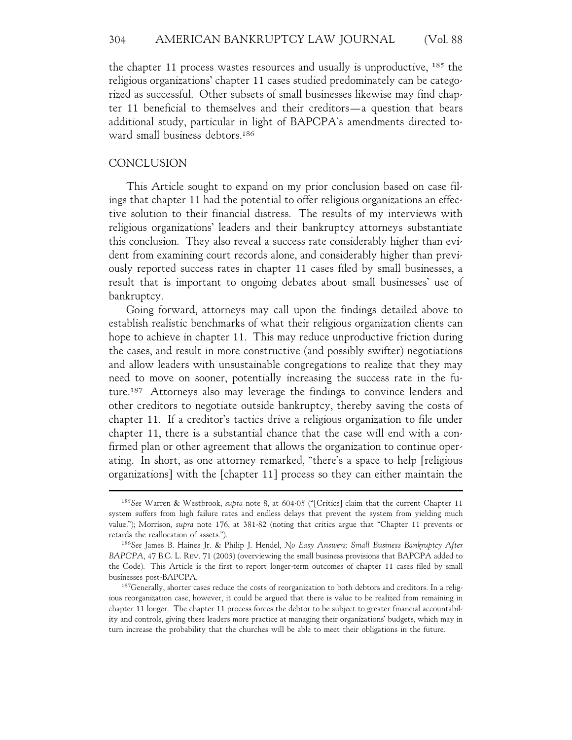the chapter 11 process wastes resources and usually is unproductive, [185] the religious organizations' chapter 11 cases studied predominately can be categorized as successful. Other subsets of small businesses likewise may find chapter 11 beneficial to themselves and their creditors—a question that bears additional study, particular in light of BAPCPA's amendments directed toward small business debtors.[186]

## CONCLUSION

This Article sought to expand on my prior conclusion based on case filings that chapter 11 had the potential to offer religious organizations an effective solution to their financial distress. The results of my interviews with religious organizations' leaders and their bankruptcy attorneys substantiate this conclusion. They also reveal a success rate considerably higher than evident from examining court records alone, and considerably higher than previously reported success rates in chapter 11 cases filed by small businesses, a result that is important to ongoing debates about small businesses' use of bankruptcy.

Going forward, attorneys may call upon the findings detailed above to establish realistic benchmarks of what their religious organization clients can hope to achieve in chapter 11. This may reduce unproductive friction during the cases, and result in more constructive (and possibly swifter) negotiations and allow leaders with unsustainable congregations to realize that they may need to move on sooner, potentially increasing the success rate in the future.[187] Attorneys also may leverage the findings to convince lenders and other creditors to negotiate outside bankruptcy, thereby saving the costs of chapter 11. If a creditor's tactics drive a religious organization to file under chapter 11, there is a substantial chance that the case will end with a confirmed plan or other agreement that allows the organization to continue operating. In short, as one attorney remarked, "there's a space to help [religious organizations] with the [chapter 11] process so they can either maintain the

---

[185] *See* Warren & Westbrook, *supra* note 8, at 604-05 ("[Critics] claim that the current Chapter 11 system suffers from high failure rates and endless delays that prevent the system from yielding much value."); Morrison, *supra* note 176, at 381-82 (noting that critics argue that "Chapter 11 prevents or retards the reallocation of assets.").

[186] *See* James B. Haines Jr. & Philip J. Hendel, *No Easy Answers: Small Business Bankruptcy After BAPCPA*, 47 B.C. L. REV. 71 (2005) (overviewing the small business provisions that BAPCPA added to the Code). This Article is the first to report longer-term outcomes of chapter 11 cases filed by small businesses post-BAPCPA.

[187] Generally, shorter cases reduce the costs of reorganization to both debtors and creditors. In a religious reorganization case, however, it could be argued that there is value to be realized from remaining in chapter 11 longer. The chapter 11 process forces the debtor to be subject to greater financial accountability and controls, giving these leaders more practice at managing their organizations' budgets, which may in turn increase the probability that the churches will be able to meet their obligations in the future.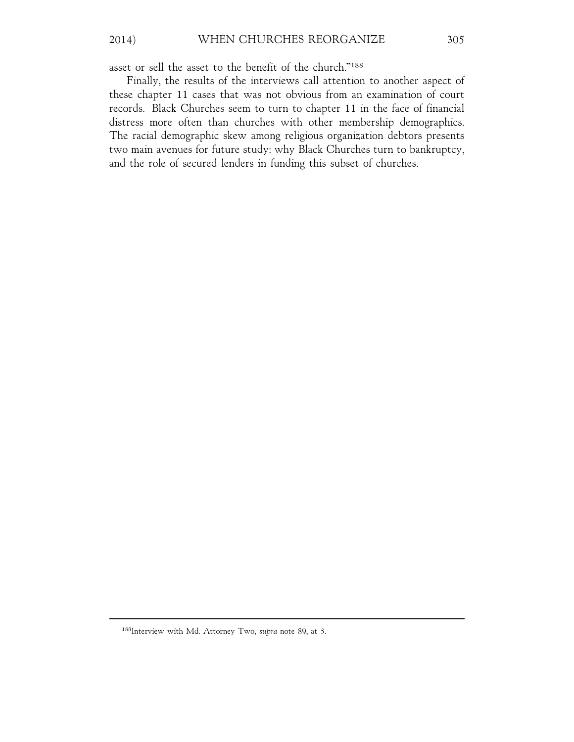asset or sell the asset to the benefit of the church."[188]

Finally, the results of the interviews call attention to another aspect of these chapter 11 cases that was not obvious from an examination of court records. Black Churches seem to turn to chapter 11 in the face of financial distress more often than churches with other membership demographics. The racial demographic skew among religious organization debtors presents two main avenues for future study: why Black Churches turn to bankruptcy, and the role of secured lenders in funding this subset of churches.

---

[188]Interview with Md. Attorney Two, *supra* note 89, at 5.